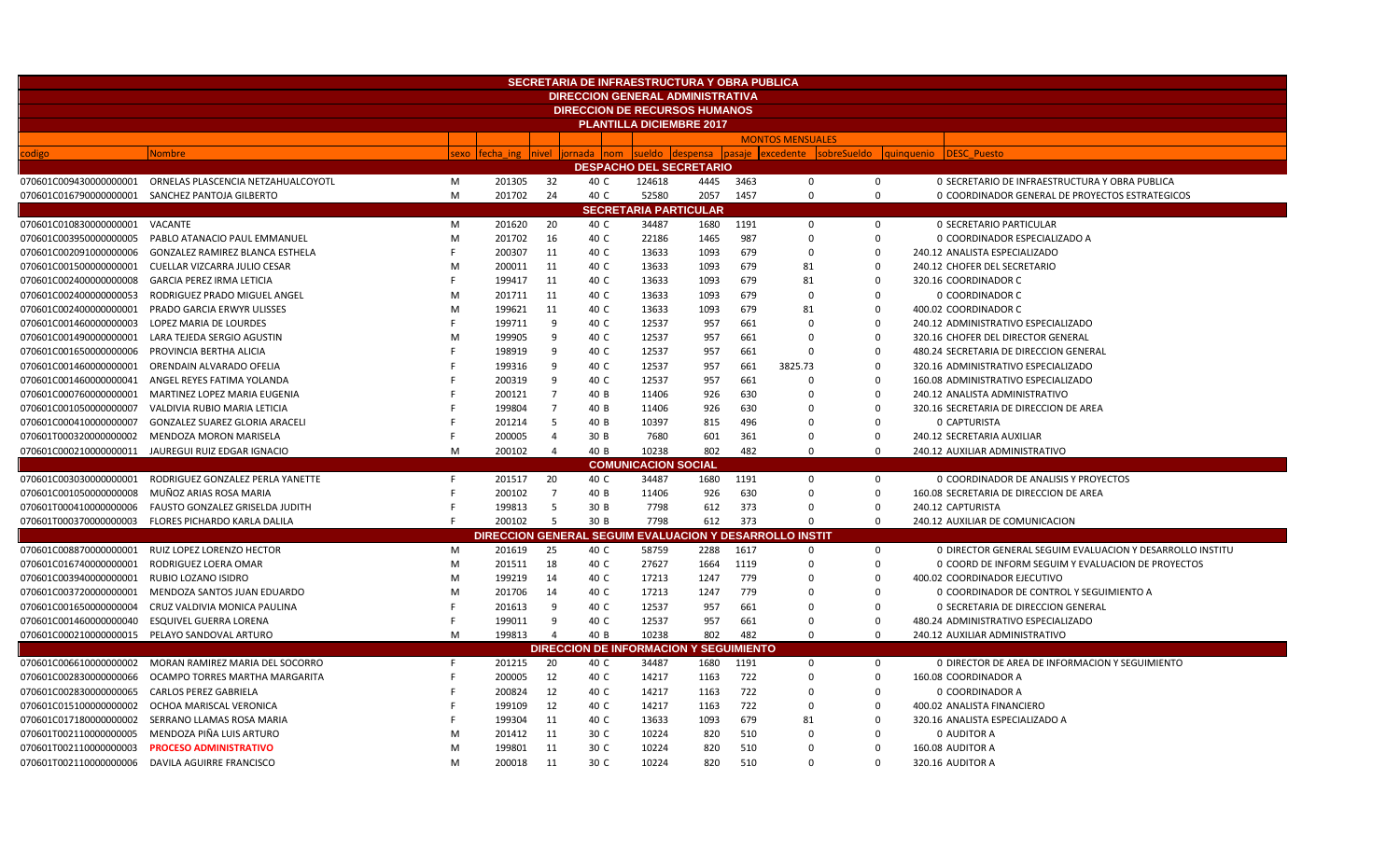# SECRETARIA DE INFRAESTRUCTURA Y OBRA PUBLICA

## DIRECCION GENERAL ADMINISTRATIVA

## DIRECCION DE RECURSOS HUMANOS

### PLANTILLA DICIEMBRE 2017

| codigo | Nombre | sexo | fecha_ing | nivel | jornada | nom | sueldo | despensa | pasaje | excedente | sobreSueldo | quinquenio | DESC_Puesto |
|---|---|---|---|---|---|---|---|---|---|---|---|---|---|
| | | | | | | | MONTOS MENSUALES | | | | | | |
| **DESPACHO DEL SECRETARIO** | | | | | | | | | | | | | |
| 070601C009430000000001 | ORNELAS PLASCENCIA NETZAHUALCOYOTL | M | 201305 | 32 | 40 | C | 124618 | 4445 | 3463 | 0 | 0 | 0 | SECRETARIO DE INFRAESTRUCTURA Y OBRA PUBLICA |
| 070601C016790000000001 | SANCHEZ PANTOJA GILBERTO | M | 201702 | 24 | 40 | C | 52580 | 2057 | 1457 | 0 | 0 | 0 | COORDINADOR GENERAL DE PROYECTOS ESTRATEGICOS |
| **SECRETARIA PARTICULAR** | | | | | | | | | | | | | |
| 070601C010830000000001 | VACANTE | M | 201620 | 20 | 40 | C | 34487 | 1680 | 1191 | 0 | 0 | 0 | SECRETARIO PARTICULAR |
| 070601C003950000000005 | PABLO ATANACIO PAUL EMMANUEL | M | 201702 | 16 | 40 | C | 22186 | 1465 | 987 | 0 | 0 | 0 | COORDINADOR ESPECIALIZADO A |
| 070601C002091000000006 | GONZALEZ RAMIREZ BLANCA ESTHELA | F | 200307 | 11 | 40 | C | 13633 | 1093 | 679 | 0 | 0 | 240.12 | ANALISTA ESPECIALIZADO |
| 070601C001500000000001 | CUELLAR VIZCARRA JULIO CESAR | M | 200011 | 11 | 40 | C | 13633 | 1093 | 679 | 81 | 0 | 240.12 | CHOFER DEL SECRETARIO |
| 070601C002400000000008 | GARCIA PEREZ IRMA LETICIA | F | 199417 | 11 | 40 | C | 13633 | 1093 | 679 | 81 | 0 | 320.16 | COORDINADOR C |
| 070601C002400000000053 | RODRIGUEZ PRADO MIGUEL ANGEL | M | 201711 | 11 | 40 | C | 13633 | 1093 | 679 | 0 | 0 | 0 | COORDINADOR C |
| 070601C002400000000001 | PRADO GARCIA ERWYR ULISSES | M | 199621 | 11 | 40 | C | 13633 | 1093 | 679 | 81 | 0 | 400.02 | COORDINADOR C |
| 070601C001460000000003 | LOPEZ MARIA DE LOURDES | F | 199711 | 9 | 40 | C | 12537 | 957 | 661 | 0 | 0 | 240.12 | ADMINISTRATIVO ESPECIALIZADO |
| 070601C001490000000001 | LARA TEJEDA SERGIO AGUSTIN | M | 199905 | 9 | 40 | C | 12537 | 957 | 661 | 0 | 0 | 320.16 | CHOFER DEL DIRECTOR GENERAL |
| 070601C001650000000006 | PROVINCIA BERTHA ALICIA | F | 198919 | 9 | 40 | C | 12537 | 957 | 661 | 0 | 0 | 480.24 | SECRETARIA DE DIRECCION GENERAL |
| 070601C001460000000001 | ORENDAIN ALVARADO OFELIA | F | 199316 | 9 | 40 | C | 12537 | 957 | 661 | 3825.73 | 0 | 320.16 | ADMINISTRATIVO ESPECIALIZADO |
| 070601C001460000000041 | ANGEL REYES FATIMA YOLANDA | F | 200319 | 9 | 40 | C | 12537 | 957 | 661 | 0 | 0 | 160.08 | ADMINISTRATIVO ESPECIALIZADO |
| 070601C000760000000001 | MARTINEZ LOPEZ MARIA EUGENIA | F | 200121 | 7 | 40 | B | 11406 | 926 | 630 | 0 | 0 | 240.12 | ANALISTA ADMINISTRATIVO |
| 070601C001050000000007 | VALDIVIA RUBIO MARIA LETICIA | F | 199804 | 7 | 40 | B | 11406 | 926 | 630 | 0 | 0 | 320.16 | SECRETARIA DE DIRECCION DE AREA |
| 070601C000410000000007 | GONZALEZ SUAREZ GLORIA ARACELI | F | 201214 | 5 | 40 | B | 10397 | 815 | 496 | 0 | 0 | 0 | CAPTURISTA |
| 070601T000320000000002 | MENDOZA MORON MARISELA | F | 200005 | 4 | 30 | B | 7680 | 601 | 361 | 0 | 0 | 240.12 | SECRETARIA AUXILIAR |
| 070601C000210000000011 | JAUREGUI RUIZ EDGAR IGNACIO | M | 200102 | 4 | 40 | B | 10238 | 802 | 482 | 0 | 0 | 240.12 | AUXILIAR ADMINISTRATIVO |
| **COMUNICACION SOCIAL** | | | | | | | | | | | | | |
| 070601C003030000000001 | RODRIGUEZ GONZALEZ PERLA YANETTE | F | 201517 | 20 | 40 | C | 34487 | 1680 | 1191 | 0 | 0 | 0 | COORDINADOR DE ANALISIS Y PROYECTOS |
| 070601C001050000000008 | MUÑOZ ARIAS ROSA MARIA | F | 200102 | 7 | 40 | B | 11406 | 926 | 630 | 0 | 0 | 160.08 | SECRETARIA DE DIRECCION DE AREA |
| 070601C000410000000006 | FAUSTO GONZALEZ GRISELDA JUDITH | F | 199813 | 5 | 30 | B | 7798 | 612 | 373 | 0 | 0 | 240.12 | CAPTURISTA |
| 070601T000370000000003 | FLORES PICHARDO KARLA DALILA | F | 200102 | 5 | 30 | B | 7798 | 612 | 373 | 0 | 0 | 240.12 | AUXILIAR DE COMUNICACION |
| **DIRECCION GENERAL SEGUIM EVALUACION Y DESARROLLO INSTIT** | | | | | | | | | | | | | |
| 070601C008870000000001 | RUIZ LOPEZ LORENZO HECTOR | M | 201619 | 25 | 40 | C | 58759 | 2288 | 1617 | 0 | 0 | 0 | DIRECTOR GENERAL SEGUIM EVALUACION Y DESARROLLO INSTITU |
| 070601C016740000000001 | RODRIGUEZ LOERA OMAR | M | 201511 | 18 | 40 | C | 27627 | 1664 | 1119 | 0 | 0 | 0 | COORD DE INFORM SEGUIM Y EVALUACION DE PROYECTOS |
| 070601C003940000000001 | RUBIO LOZANO ISIDRO | M | 199219 | 14 | 40 | C | 17213 | 1247 | 779 | 0 | 0 | 400.02 | COORDINADOR EJECUTIVO |
| 070601C003720000000001 | MENDOZA SANTOS JUAN EDUARDO | M | 201706 | 14 | 40 | C | 17213 | 1247 | 779 | 0 | 0 | 0 | COORDINADOR DE CONTROL Y SEGUIMIENTO A |
| 070601C001650000000004 | CRUZ VALDIVIA MONICA PAULINA | F | 201613 | 9 | 40 | C | 12537 | 957 | 661 | 0 | 0 | 0 | SECRETARIA DE DIRECCION GENERAL |
| 070601C001460000000040 | ESQUIVEL GUERRA LORENA | F | 199011 | 9 | 40 | C | 12537 | 957 | 661 | 0 | 0 | 480.24 | ADMINISTRATIVO ESPECIALIZADO |
| 070601C000210000000015 | PELAYO SANDOVAL ARTURO | M | 199813 | 4 | 40 | B | 10238 | 802 | 482 | 0 | 0 | 240.12 | AUXILIAR ADMINISTRATIVO |
| **DIRECCION DE INFORMACION Y SEGUIMIENTO** | | | | | | | | | | | | | |
| 070601C006610000000002 | MORAN RAMIREZ MARIA DEL SOCORRO | F | 201215 | 20 | 40 | C | 34487 | 1680 | 1191 | 0 | 0 | 0 | DIRECTOR DE AREA DE INFORMACION Y SEGUIMIENTO |
| 070601C002830000000066 | OCAMPO TORRES MARTHA MARGARITA | F | 200005 | 12 | 40 | C | 14217 | 1163 | 722 | 0 | 0 | 160.08 | COORDINADOR A |
| 070601C002830000000065 | CARLOS PEREZ GABRIELA | F | 200824 | 12 | 40 | C | 14217 | 1163 | 722 | 0 | 0 | 0 | COORDINADOR A |
| 070601C015100000000002 | OCHOA MARISCAL VERONICA | F | 199109 | 12 | 40 | C | 14217 | 1163 | 722 | 0 | 0 | 400.02 | ANALISTA FINANCIERO |
| 070601C017180000000002 | SERRANO LLAMAS ROSA MARIA | F | 199304 | 11 | 40 | C | 13633 | 1093 | 679 | 81 | 0 | 320.16 | ANALISTA ESPECIALIZADO A |
| 070601T002110000000005 | MENDOZA PIÑA LUIS ARTURO | M | 201412 | 11 | 30 | C | 10224 | 820 | 510 | 0 | 0 | 0 | AUDITOR A |
| 070601T002110000000003 | **PROCESO ADMINISTRATIVO** | M | 199801 | 11 | 30 | C | 10224 | 820 | 510 | 0 | 0 | 160.08 | AUDITOR A |
| 070601T002110000000006 | DAVILA AGUIRRE FRANCISCO | M | 200018 | 11 | 30 | C | 10224 | 820 | 510 | 0 | 0 | 320.16 | AUDITOR A |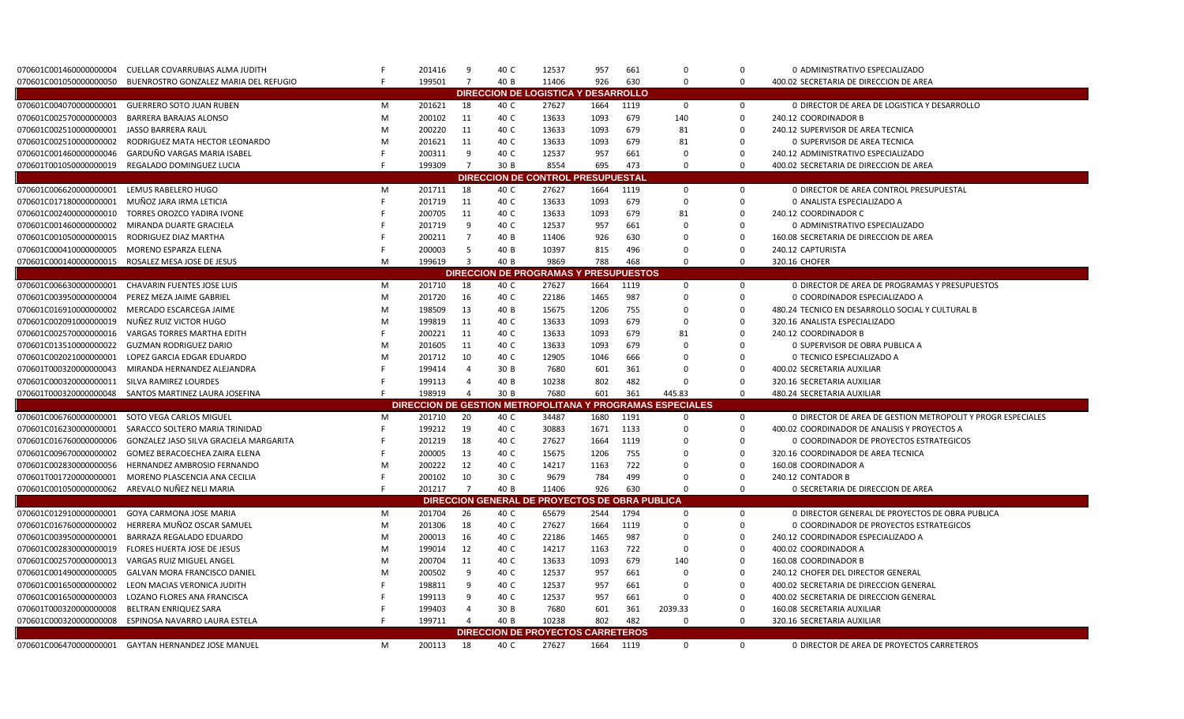| | | | | | | | | | | | | |
|---|---|---|---|---|---|---|---|---|---|---|---|---|
| 070601C001460000000004 | CUELLAR COVARRUBIAS ALMA JUDITH | F | 201416 | 9 | 40 C | 12537 | 957 | 661 | 0 | 0 | 0 | ADMINISTRATIVO ESPECIALIZADO |
| 070601C001050000000050 | BUENROSTRO GONZALEZ MARIA DEL REFUGIO | F | 199501 | 7 | 40 B | 11406 | 926 | 630 | 0 | 0 | 400.02 | SECRETARIA DE DIRECCION DE AREA |
| **DIRECCION DE LOGISTICA Y DESARROLLO** | | | | | | | | | | | | |
| 070601C004070000000001 | GUERRERO SOTO JUAN RUBEN | M | 201621 | 18 | 40 C | 27627 | 1664 | 1119 | 0 | 0 | 0 | DIRECTOR DE AREA DE LOGISTICA Y DESARROLLO |
| 070601C002570000000003 | BARRERA BARAJAS ALONSO | M | 200102 | 11 | 40 C | 13633 | 1093 | 679 | 140 | 0 | 240.12 | COORDINADOR B |
| 070601C002510000000001 | JASSO BARRERA RAUL | M | 200220 | 11 | 40 C | 13633 | 1093 | 679 | 81 | 0 | 240.12 | SUPERVISOR DE AREA TECNICA |
| 070601C002510000000002 | RODRIGUEZ MATA HECTOR LEONARDO | M | 201621 | 11 | 40 C | 13633 | 1093 | 679 | 81 | 0 | 0 | SUPERVISOR DE AREA TECNICA |
| 070601C001460000000046 | GARDUÑO VARGAS MARIA ISABEL | F | 200311 | 9 | 40 C | 12537 | 957 | 661 | 0 | 0 | 240.12 | ADMINISTRATIVO ESPECIALIZADO |
| 070601T001050000000019 | REGALADO DOMINGUEZ LUCIA | F | 199309 | 7 | 30 B | 8554 | 695 | 473 | 0 | 0 | 400.02 | SECRETARIA DE DIRECCION DE AREA |
| **DIRECCION DE CONTROL PRESUPUESTAL** | | | | | | | | | | | | |
| 070601C006620000000001 | LEMUS RABELERO HUGO | M | 201711 | 18 | 40 C | 27627 | 1664 | 1119 | 0 | 0 | 0 | DIRECTOR DE AREA CONTROL PRESUPUESTAL |
| 070601C017180000000001 | MUÑOZ JARA IRMA LETICIA | F | 201719 | 11 | 40 C | 13633 | 1093 | 679 | 0 | 0 | 0 | ANALISTA ESPECIALIZADO A |
| 070601C002400000000010 | TORRES OROZCO YADIRA IVONE | F | 200705 | 11 | 40 C | 13633 | 1093 | 679 | 81 | 0 | 240.12 | COORDINADOR C |
| 070601C001460000000002 | MIRANDA DUARTE GRACIELA | F | 201719 | 9 | 40 C | 12537 | 957 | 661 | 0 | 0 | 0 | ADMINISTRATIVO ESPECIALIZADO |
| 070601C001050000000015 | RODRIGUEZ DIAZ MARTHA | F | 200211 | 7 | 40 B | 11406 | 926 | 630 | 0 | 0 | 160.08 | SECRETARIA DE DIRECCION DE AREA |
| 070601C000410000000005 | MORENO ESPARZA ELENA | F | 200003 | 5 | 40 B | 10397 | 815 | 496 | 0 | 0 | 240.12 | CAPTURISTA |
| 070601C000140000000015 | ROSALEZ MESA JOSE DE JESUS | M | 199619 | 3 | 40 B | 9869 | 788 | 468 | 0 | 0 | 320.16 | CHOFER |
| **DIRECCION DE PROGRAMAS Y PRESUPUESTOS** | | | | | | | | | | | | |
| 070601C006630000000001 | CHAVARIN FUENTES JOSE LUIS | M | 201710 | 18 | 40 C | 27627 | 1664 | 1119 | 0 | 0 | 0 | DIRECTOR DE AREA DE PROGRAMAS Y PRESUPUESTOS |
| 070601C003950000000004 | PEREZ MEZA JAIME GABRIEL | M | 201720 | 16 | 40 C | 22186 | 1465 | 987 | 0 | 0 | 0 | COORDINADOR ESPECIALIZADO A |
| 070601C016910000000002 | MERCADO ESCARCEGA JAIME | M | 198509 | 13 | 40 B | 15675 | 1206 | 755 | 0 | 0 | 480.24 | TECNICO EN DESARROLLO SOCIAL Y CULTURAL B |
| 070601C002091000000019 | NUÑEZ RUIZ VICTOR HUGO | M | 199819 | 11 | 40 C | 13633 | 1093 | 679 | 0 | 0 | 320.16 | ANALISTA ESPECIALIZADO |
| 070601C002570000000016 | VARGAS TORRES MARTHA EDITH | F | 200221 | 11 | 40 C | 13633 | 1093 | 679 | 81 | 0 | 240.12 | COORDINADOR B |
| 070601C013510000000022 | GUZMAN RODRIGUEZ DARIO | M | 201605 | 11 | 40 C | 13633 | 1093 | 679 | 0 | 0 | 0 | SUPERVISOR DE OBRA PUBLICA A |
| 070601C002021000000001 | LOPEZ GARCIA EDGAR EDUARDO | M | 201712 | 10 | 40 C | 12905 | 1046 | 666 | 0 | 0 | 0 | TECNICO ESPECIALIZADO A |
| 070601T000320000000043 | MIRANDA HERNANDEZ ALEJANDRA | F | 199414 | 4 | 30 B | 7680 | 601 | 361 | 0 | 0 | 400.02 | SECRETARIA AUXILIAR |
| 070601C000320000000011 | SILVA RAMIREZ LOURDES | F | 199113 | 4 | 40 B | 10238 | 802 | 482 | 0 | 0 | 320.16 | SECRETARIA AUXILIAR |
| 070601T000320000000048 | SANTOS MARTINEZ LAURA JOSEFINA | F | 198919 | 4 | 30 B | 7680 | 601 | 361 | 445.83 | 0 | 480.24 | SECRETARIA AUXILIAR |
| **DIRECCION DE GESTION METROPOLITANA Y PROGRAMAS ESPECIALES** | | | | | | | | | | | | |
| 070601C006760000000001 | SOTO VEGA CARLOS MIGUEL | M | 201710 | 20 | 40 C | 34487 | 1680 | 1191 | 0 | 0 | 0 | DIRECTOR DE AREA DE GESTION METROPOLIT Y PROGR ESPECIALES |
| 070601C016230000000001 | SARACCO SOLTERO MARIA TRINIDAD | F | 199212 | 19 | 40 C | 30883 | 1671 | 1133 | 0 | 0 | 400.02 | COORDINADOR DE ANALISIS Y PROYECTOS A |
| 070601C016760000000006 | GONZALEZ JASO SILVA GRACIELA MARGARITA | F | 201219 | 18 | 40 C | 27627 | 1664 | 1119 | 0 | 0 | 0 | COORDINADOR DE PROYECTOS ESTRATEGICOS |
| 070601C009670000000002 | GOMEZ BERACOECHEA ZAIRA ELENA | F | 200005 | 13 | 40 C | 15675 | 1206 | 755 | 0 | 0 | 320.16 | COORDINADOR DE AREA TECNICA |
| 070601C002830000000056 | HERNANDEZ AMBROSIO FERNANDO | M | 200222 | 12 | 40 C | 14217 | 1163 | 722 | 0 | 0 | 160.08 | COORDINADOR A |
| 070601T001720000000001 | MORENO PLASCENCIA ANA CECILIA | F | 200102 | 10 | 30 C | 9679 | 784 | 499 | 0 | 0 | 240.12 | CONTADOR B |
| 070601C001050000000062 | AREVALO NUÑEZ NELI MARIA | F | 201217 | 7 | 40 B | 11406 | 926 | 630 | 0 | 0 | 0 | SECRETARIA DE DIRECCION DE AREA |
| **DIRECCION GENERAL DE PROYECTOS DE OBRA PUBLICA** | | | | | | | | | | | | |
| 070601C012910000000001 | GOYA CARMONA JOSE MARIA | M | 201704 | 26 | 40 C | 65679 | 2544 | 1794 | 0 | 0 | 0 | DIRECTOR GENERAL DE PROYECTOS DE OBRA PUBLICA |
| 070601C016760000000002 | HERRERA MUÑOZ OSCAR SAMUEL | M | 201306 | 18 | 40 C | 27627 | 1664 | 1119 | 0 | 0 | 0 | COORDINADOR DE PROYECTOS ESTRATEGICOS |
| 070601C003950000000001 | BARRAZA REGALADO EDUARDO | M | 200013 | 16 | 40 C | 22186 | 1465 | 987 | 0 | 0 | 240.12 | COORDINADOR ESPECIALIZADO A |
| 070601C002830000000019 | FLORES HUERTA JOSE DE JESUS | M | 199014 | 12 | 40 C | 14217 | 1163 | 722 | 0 | 0 | 400.02 | COORDINADOR A |
| 070601C002570000000013 | VARGAS RUIZ MIGUEL ANGEL | M | 200704 | 11 | 40 C | 13633 | 1093 | 679 | 140 | 0 | 160.08 | COORDINADOR B |
| 070601C001490000000005 | GALVAN MORA FRANCISCO DANIEL | M | 200502 | 9 | 40 C | 12537 | 957 | 661 | 0 | 0 | 240.12 | CHOFER DEL DIRECTOR GENERAL |
| 070601C001650000000002 | LEON MACIAS VERONICA JUDITH | F | 198811 | 9 | 40 C | 12537 | 957 | 661 | 0 | 0 | 400.02 | SECRETARIA DE DIRECCION GENERAL |
| 070601C001650000000003 | LOZANO FLORES ANA FRANCISCA | F | 199113 | 9 | 40 C | 12537 | 957 | 661 | 0 | 0 | 400.02 | SECRETARIA DE DIRECCION GENERAL |
| 070601T000320000000008 | BELTRAN ENRIQUEZ SARA | F | 199403 | 4 | 30 B | 7680 | 601 | 361 | 2039.33 | 0 | 160.08 | SECRETARIA AUXILIAR |
| 070601C000320000000008 | ESPINOSA NAVARRO LAURA ESTELA | F | 199711 | 4 | 40 B | 10238 | 802 | 482 | 0 | 0 | 320.16 | SECRETARIA AUXILIAR |
| **DIRECCION DE PROYECTOS CARRETEROS** | | | | | | | | | | | | |
| 070601C006470000000001 | GAYTAN HERNANDEZ JOSE MANUEL | M | 200113 | 18 | 40 C | 27627 | 1664 | 1119 | 0 | 0 | 0 | DIRECTOR DE AREA DE PROYECTOS CARRETEROS |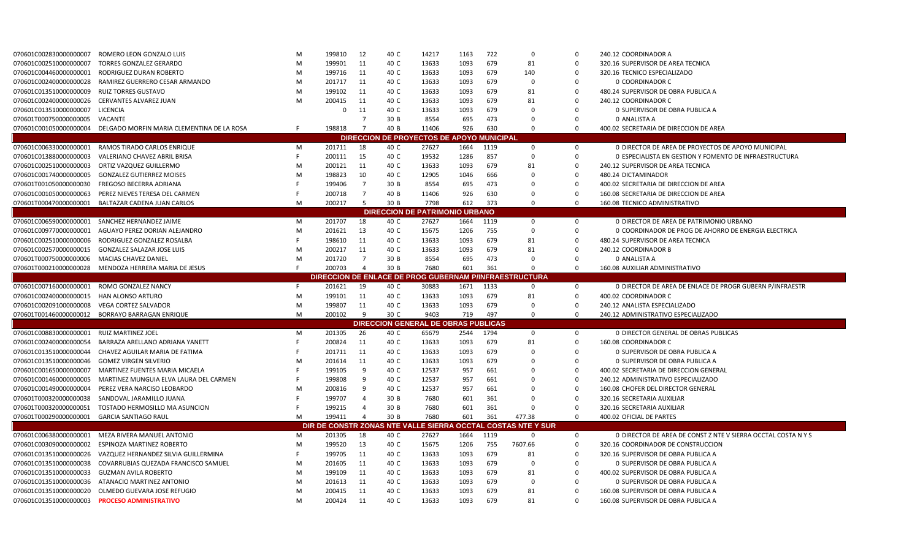| | | | | | | | | | | | |
|---|---|---|---|---|---|---|---|---|---|---|---|
| 070601C002830000000007 | ROMERO LEON GONZALO LUIS | M | 199810 | 12 | 40 C | 14217 | 1163 | 722 | 0 | 0 | 240.12 COORDINADOR A |
| 070601C002510000000007 | TORRES GONZALEZ GERARDO | M | 199901 | 11 | 40 C | 13633 | 1093 | 679 | 81 | 0 | 320.16 SUPERVISOR DE AREA TECNICA |
| 070601C004460000000001 | RODRIGUEZ DURAN ROBERTO | M | 199716 | 11 | 40 C | 13633 | 1093 | 679 | 140 | 0 | 320.16 TECNICO ESPECIALIZADO |
| 070601C002400000000028 | RAMIREZ GUERRERO CESAR ARMANDO | M | 201717 | 11 | 40 C | 13633 | 1093 | 679 | 0 | 0 | 0 COORDINADOR C |
| 070601C013510000000009 | RUIZ TORRES GUSTAVO | M | 199102 | 11 | 40 C | 13633 | 1093 | 679 | 81 | 0 | 480.24 SUPERVISOR DE OBRA PUBLICA A |
| 070601C002400000000026 | CERVANTES ALVAREZ JUAN | M | 200415 | 11 | 40 C | 13633 | 1093 | 679 | 81 | 0 | 240.12 COORDINADOR C |
| 070601C013510000000007 | LICENCIA | | 0 | 11 | 40 C | 13633 | 1093 | 679 | 0 | 0 | 0 SUPERVISOR DE OBRA PUBLICA A |
| 070601T000750000000005 | VACANTE | | | 7 | 30 B | 8554 | 695 | 473 | 0 | 0 | 0 ANALISTA A |
| 070601C001050000000004 | DELGADO MORFIN MARIA CLEMENTINA DE LA ROSA | F | 198818 | 7 | 40 B | 11406 | 926 | 630 | 0 | 0 | 400.02 SECRETARIA DE DIRECCION DE AREA |
| **DIRECCION DE PROYECTOS DE APOYO MUNICIPAL** | | | | | | | | | | | |
| 070601C006330000000001 | RAMOS TIRADO CARLOS ENRIQUE | M | 201711 | 18 | 40 C | 27627 | 1664 | 1119 | 0 | 0 | 0 DIRECTOR DE AREA DE PROYECTOS DE APOYO MUNICIPAL |
| 070601C013880000000003 | VALERIANO CHAVEZ ABRIL BRISA | F | 200111 | 15 | 40 C | 19532 | 1286 | 857 | 0 | 0 | 0 ESPECIALISTA EN GESTION Y FOMENTO DE INFRAESTRUCTURA |
| 070601C002510000000003 | ORTIZ VAZQUEZ GUILLERMO | M | 200121 | 11 | 40 C | 13633 | 1093 | 679 | 81 | 0 | 240.12 SUPERVISOR DE AREA TECNICA |
| 070601C001740000000005 | GONZALEZ GUTIERREZ MOISES | M | 198823 | 10 | 40 C | 12905 | 1046 | 666 | 0 | 0 | 480.24 DICTAMINADOR |
| 070601T001050000000030 | FREGOSO BECERRA ADRIANA | F | 199406 | 7 | 30 B | 8554 | 695 | 473 | 0 | 0 | 400.02 SECRETARIA DE DIRECCION DE AREA |
| 070601C001050000000063 | PEREZ NIEVES TERESA DEL CARMEN | F | 200718 | 7 | 40 B | 11406 | 926 | 630 | 0 | 0 | 160.08 SECRETARIA DE DIRECCION DE AREA |
| 070601T000470000000001 | BALTAZAR CADENA JUAN CARLOS | M | 200217 | 5 | 30 B | 7798 | 612 | 373 | 0 | 0 | 160.08 TECNICO ADMINISTRATIVO |
| **DIRECCION DE PATRIMONIO URBANO** | | | | | | | | | | | |
| 070601C006590000000001 | SANCHEZ HERNANDEZ JAIME | M | 201707 | 18 | 40 C | 27627 | 1664 | 1119 | 0 | 0 | 0 DIRECTOR DE AREA DE PATRIMONIO URBANO |
| 070601C009770000000001 | AGUAYO PEREZ DORIAN ALEJANDRO | M | 201621 | 13 | 40 C | 15675 | 1206 | 755 | 0 | 0 | 0 COORDINADOR DE PROG DE AHORRO DE ENERGIA ELECTRICA |
| 070601C002510000000006 | RODRIGUEZ GONZALEZ ROSALBA | F | 198610 | 11 | 40 C | 13633 | 1093 | 679 | 81 | 0 | 480.24 SUPERVISOR DE AREA TECNICA |
| 070601C002570000000015 | GONZALEZ SALAZAR JOSE LUIS | M | 200217 | 11 | 40 C | 13633 | 1093 | 679 | 81 | 0 | 240.12 COORDINADOR B |
| 070601T000750000000006 | MACIAS CHAVEZ DANIEL | M | 201720 | 7 | 30 B | 8554 | 695 | 473 | 0 | 0 | 0 ANALISTA A |
| 070601T000210000000028 | MENDOZA HERRERA MARIA DE JESUS | F | 200703 | 4 | 30 B | 7680 | 601 | 361 | 0 | 0 | 160.08 AUXILIAR ADMINISTRATIVO |
| **DIRECCION DE ENLACE DE PROG GUBERNAM P/INFRAESTRUCTURA** | | | | | | | | | | | |
| 070601C007160000000001 | ROMO GONZALEZ NANCY | F | 201621 | 19 | 40 C | 30883 | 1671 | 1133 | 0 | 0 | 0 DIRECTOR DE AREA DE ENLACE DE PROGR GUBERN P/INFRAESTR |
| 070601C002400000000015 | HAN ALONSO ARTURO | M | 199101 | 11 | 40 C | 13633 | 1093 | 679 | 81 | 0 | 400.02 COORDINADOR C |
| 070601C002091000000008 | VEGA CORTEZ SALVADOR | M | 199807 | 11 | 40 C | 13633 | 1093 | 679 | 0 | 0 | 240.12 ANALISTA ESPECIALIZADO |
| 070601T001460000000012 | BORRAYO BARRAGAN ENRIQUE | M | 200102 | 9 | 30 C | 9403 | 719 | 497 | 0 | 0 | 240.12 ADMINISTRATIVO ESPECIALIZADO |
| **DIRECCION GENERAL DE OBRAS PUBLICAS** | | | | | | | | | | | |
| 070601C008830000000001 | RUIZ MARTINEZ JOEL | M | 201305 | 26 | 40 C | 65679 | 2544 | 1794 | 0 | 0 | 0 DIRECTOR GENERAL DE OBRAS PUBLICAS |
| 070601C002400000000054 | BARRAZA ARELLANO ADRIANA YANETT | F | 200824 | 11 | 40 C | 13633 | 1093 | 679 | 81 | 0 | 160.08 COORDINADOR C |
| 070601C013510000000044 | CHAVEZ AGUILAR MARIA DE FATIMA | F | 201711 | 11 | 40 C | 13633 | 1093 | 679 | 0 | 0 | 0 SUPERVISOR DE OBRA PUBLICA A |
| 070601C013510000000046 | GOMEZ VIRGEN SILVERIO | M | 201614 | 11 | 40 C | 13633 | 1093 | 679 | 0 | 0 | 0 SUPERVISOR DE OBRA PUBLICA A |
| 070601C001650000000007 | MARTINEZ FUENTES MARIA MICAELA | F | 199105 | 9 | 40 C | 12537 | 957 | 661 | 0 | 0 | 400.02 SECRETARIA DE DIRECCION GENERAL |
| 070601C001460000000005 | MARTINEZ MUNGUIA ELVA LAURA DEL CARMEN | F | 199808 | 9 | 40 C | 12537 | 957 | 661 | 0 | 0 | 240.12 ADMINISTRATIVO ESPECIALIZADO |
| 070601C001490000000004 | PEREZ VERA NARCISO LEOBARDO | M | 200816 | 9 | 40 C | 12537 | 957 | 661 | 0 | 0 | 160.08 CHOFER DEL DIRECTOR GENERAL |
| 070601T000320000000038 | SANDOVAL JARAMILLO JUANA | F | 199707 | 4 | 30 B | 7680 | 601 | 361 | 0 | 0 | 320.16 SECRETARIA AUXILIAR |
| 070601T000320000000051 | TOSTADO HERMOSILLO MA ASUNCION | F | 199215 | 4 | 30 B | 7680 | 601 | 361 | 0 | 0 | 320.16 SECRETARIA AUXILIAR |
| 070601T000290000000001 | GARCIA SANTIAGO RAUL | M | 199411 | 4 | 30 B | 7680 | 601 | 361 | 477.38 | 0 | 400.02 OFICIAL DE PARTES |
| **DIR DE CONSTR ZONAS NTE VALLE SIERRA OCCTAL COSTAS NTE Y SUR** | | | | | | | | | | | |
| 070601C006380000000001 | MEZA RIVERA MANUEL ANTONIO | M | 201305 | 18 | 40 C | 27627 | 1664 | 1119 | 0 | 0 | 0 DIRECTOR DE AREA DE CONST Z NTE V SIERRA OCCTAL COSTA N Y S |
| 070601C003090000000002 | ESPINOZA MARTINEZ ROBERTO | M | 199520 | 13 | 40 C | 15675 | 1206 | 755 | 7607.66 | 0 | 320.16 COORDINADOR DE CONSTRUCCION |
| 070601C013510000000026 | VAZQUEZ HERNANDEZ SILVIA GUILLERMINA | F | 199705 | 11 | 40 C | 13633 | 1093 | 679 | 81 | 0 | 320.16 SUPERVISOR DE OBRA PUBLICA A |
| 070601C013510000000038 | COVARRUBIAS QUEZADA FRANCISCO SAMUEL | M | 201605 | 11 | 40 C | 13633 | 1093 | 679 | 0 | 0 | 0 SUPERVISOR DE OBRA PUBLICA A |
| 070601C013510000000033 | GUZMAN AVILA ROBERTO | M | 199109 | 11 | 40 C | 13633 | 1093 | 679 | 81 | 0 | 400.02 SUPERVISOR DE OBRA PUBLICA A |
| 070601C013510000000036 | ATANACIO MARTINEZ ANTONIO | M | 201613 | 11 | 40 C | 13633 | 1093 | 679 | 0 | 0 | 0 SUPERVISOR DE OBRA PUBLICA A |
| 070601C013510000000020 | OLMEDO GUEVARA JOSE REFUGIO | M | 200415 | 11 | 40 C | 13633 | 1093 | 679 | 81 | 0 | 160.08 SUPERVISOR DE OBRA PUBLICA A |
| 070601C013510000000003 | **PROCESO ADMINISTRATIVO** | M | 200424 | 11 | 40 C | 13633 | 1093 | 679 | 81 | 0 | 160.08 SUPERVISOR DE OBRA PUBLICA A |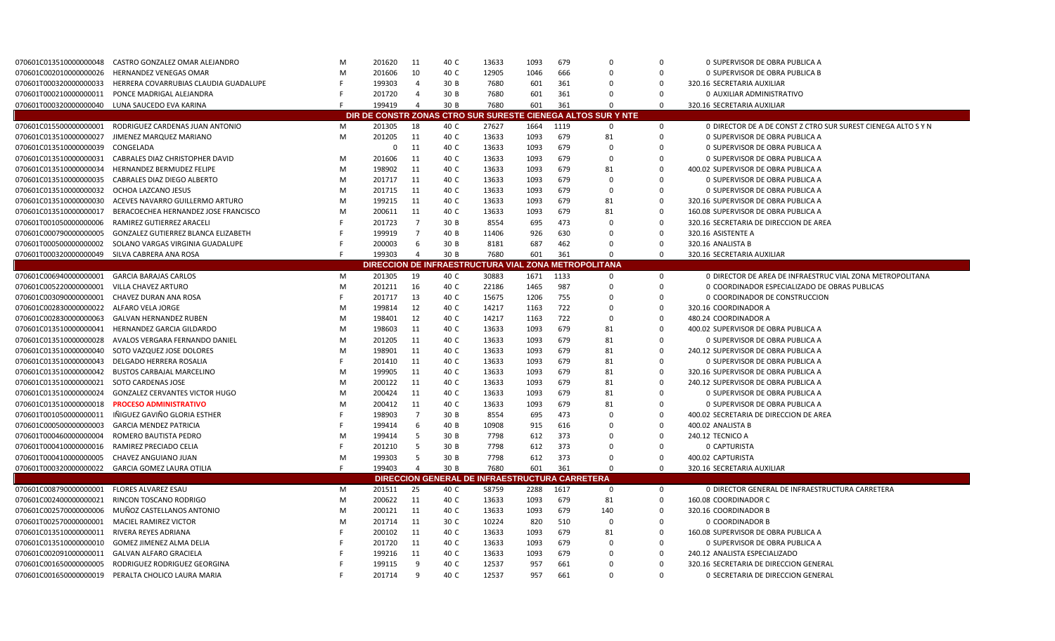| | | | | | | | | | | | | |
|---|---|---|---|---|---|---|---|---|---|---|---|---|
| 070601C013510000000048 | CASTRO GONZALEZ OMAR ALEJANDRO | M | 201620 | 11 | 40 C | 13633 | 1093 | 679 | 0 | 0 | 0 | SUPERVISOR DE OBRA PUBLICA A |
| 070601C002010000000026 | HERNANDEZ VENEGAS OMAR | M | 201606 | 10 | 40 C | 12905 | 1046 | 666 | 0 | 0 | 0 | SUPERVISOR DE OBRA PUBLICA B |
| 070601T000320000000033 | HERRERA COVARRUBIAS CLAUDIA GUADALUPE | F | 199303 | 4 | 30 B | 7680 | 601 | 361 | 0 | 0 | 320.16 | SECRETARIA AUXILIAR |
| 070601T000210000000011 | PONCE MADRIGAL ALEJANDRA | F | 201720 | 4 | 30 B | 7680 | 601 | 361 | 0 | 0 | 0 | AUXILIAR ADMINISTRATIVO |
| 070601T000320000000040 | LUNA SAUCEDO EVA KARINA | F | 199419 | 4 | 30 B | 7680 | 601 | 361 | 0 | 0 | 320.16 | SECRETARIA AUXILIAR |
| **DIR DE CONSTR ZONAS CTRO SUR SURESTE CIENEGA ALTOS SUR Y NTE** | | | | | | | | | | | | |
| 070601C015500000000001 | RODRIGUEZ CARDENAS JUAN ANTONIO | M | 201305 | 18 | 40 C | 27627 | 1664 | 1119 | 0 | 0 | 0 | DIRECTOR DE A DE CONST Z CTRO SUR SUREST CIENEGA ALTO S Y N |
| 070601C013510000000027 | JIMENEZ MARQUEZ MARIANO | M | 201205 | 11 | 40 C | 13633 | 1093 | 679 | 81 | 0 | 0 | SUPERVISOR DE OBRA PUBLICA A |
| 070601C013510000000039 | CONGELADA | | 0 | 11 | 40 C | 13633 | 1093 | 679 | 0 | 0 | 0 | SUPERVISOR DE OBRA PUBLICA A |
| 070601C013510000000031 | CABRALES DIAZ CHRISTOPHER DAVID | M | 201606 | 11 | 40 C | 13633 | 1093 | 679 | 0 | 0 | 0 | SUPERVISOR DE OBRA PUBLICA A |
| 070601C013510000000034 | HERNANDEZ BERMUDEZ FELIPE | M | 198902 | 11 | 40 C | 13633 | 1093 | 679 | 81 | 0 | 400.02 | SUPERVISOR DE OBRA PUBLICA A |
| 070601C013510000000035 | CABRALES DIAZ DIEGO ALBERTO | M | 201717 | 11 | 40 C | 13633 | 1093 | 679 | 0 | 0 | 0 | SUPERVISOR DE OBRA PUBLICA A |
| 070601C013510000000032 | OCHOA LAZCANO JESUS | M | 201715 | 11 | 40 C | 13633 | 1093 | 679 | 0 | 0 | 0 | SUPERVISOR DE OBRA PUBLICA A |
| 070601C013510000000030 | ACEVES NAVARRO GUILLERMO ARTURO | M | 199215 | 11 | 40 C | 13633 | 1093 | 679 | 81 | 0 | 320.16 | SUPERVISOR DE OBRA PUBLICA A |
| 070601C013510000000017 | BERACOECHEA HERNANDEZ JOSE FRANCISCO | M | 200611 | 11 | 40 C | 13633 | 1093 | 679 | 81 | 0 | 160.08 | SUPERVISOR DE OBRA PUBLICA A |
| 070601T001050000000006 | RAMIREZ GUTIERREZ ARACELI | F | 201723 | 7 | 30 B | 8554 | 695 | 473 | 0 | 0 | 320.16 | SECRETARIA DE DIRECCION DE AREA |
| 070601C000790000000005 | GONZALEZ GUTIERREZ BLANCA ELIZABETH | F | 199919 | 7 | 40 B | 11406 | 926 | 630 | 0 | 0 | 320.16 | ASISTENTE A |
| 070601T000500000000002 | SOLANO VARGAS VIRGINIA GUADALUPE | F | 200003 | 6 | 30 B | 8181 | 687 | 462 | 0 | 0 | 320.16 | ANALISTA B |
| 070601T000320000000049 | SILVA CABRERA ANA ROSA | F | 199303 | 4 | 30 B | 7680 | 601 | 361 | 0 | 0 | 320.16 | SECRETARIA AUXILIAR |
| **DIRECCION DE INFRAESTRUCTURA VIAL ZONA METROPOLITANA** | | | | | | | | | | | | |
| 070601C006940000000001 | GARCIA BARAJAS CARLOS | M | 201305 | 19 | 40 C | 30883 | 1671 | 1133 | 0 | 0 | 0 | DIRECTOR DE AREA DE INFRAESTRUC VIAL ZONA METROPOLITANA |
| 070601C005220000000001 | VILLA CHAVEZ ARTURO | M | 201211 | 16 | 40 C | 22186 | 1465 | 987 | 0 | 0 | 0 | COORDINADOR ESPECIALIZADO DE OBRAS PUBLICAS |
| 070601C003090000000001 | CHAVEZ DURAN ANA ROSA | F | 201717 | 13 | 40 C | 15675 | 1206 | 755 | 0 | 0 | 0 | COORDINADOR DE CONSTRUCCION |
| 070601C002830000000022 | ALFARO VELA JORGE | M | 199814 | 12 | 40 C | 14217 | 1163 | 722 | 0 | 0 | 320.16 | COORDINADOR A |
| 070601C002830000000063 | GALVAN HERNANDEZ RUBEN | M | 198401 | 12 | 40 C | 14217 | 1163 | 722 | 0 | 0 | 480.24 | COORDINADOR A |
| 070601C013510000000041 | HERNANDEZ GARCIA GILDARDO | M | 198603 | 11 | 40 C | 13633 | 1093 | 679 | 81 | 0 | 400.02 | SUPERVISOR DE OBRA PUBLICA A |
| 070601C013510000000028 | AVALOS VERGARA FERNANDO DANIEL | M | 201205 | 11 | 40 C | 13633 | 1093 | 679 | 81 | 0 | 0 | SUPERVISOR DE OBRA PUBLICA A |
| 070601C013510000000040 | SOTO VAZQUEZ JOSE DOLORES | M | 198901 | 11 | 40 C | 13633 | 1093 | 679 | 81 | 0 | 240.12 | SUPERVISOR DE OBRA PUBLICA A |
| 070601C013510000000043 | DELGADO HERRERA ROSALIA | F | 201410 | 11 | 40 C | 13633 | 1093 | 679 | 81 | 0 | 0 | SUPERVISOR DE OBRA PUBLICA A |
| 070601C013510000000042 | BUSTOS CARBAJAL MARCELINO | M | 199905 | 11 | 40 C | 13633 | 1093 | 679 | 81 | 0 | 320.16 | SUPERVISOR DE OBRA PUBLICA A |
| 070601C013510000000021 | SOTO CARDENAS JOSE | M | 200122 | 11 | 40 C | 13633 | 1093 | 679 | 81 | 0 | 240.12 | SUPERVISOR DE OBRA PUBLICA A |
| 070601C013510000000024 | GONZALEZ CERVANTES VICTOR HUGO | M | 200424 | 11 | 40 C | 13633 | 1093 | 679 | 81 | 0 | 0 | SUPERVISOR DE OBRA PUBLICA A |
| 070601C013510000000018 | **PROCESO ADMINISTRATIVO** | M | 200412 | 11 | 40 C | 13633 | 1093 | 679 | 81 | 0 | 0 | SUPERVISOR DE OBRA PUBLICA A |
| 070601T001050000000011 | IÑIGUEZ GAVIÑO GLORIA ESTHER | F | 198903 | 7 | 30 B | 8554 | 695 | 473 | 0 | 0 | 400.02 | SECRETARIA DE DIRECCION DE AREA |
| 070601C000500000000003 | GARCIA MENDEZ PATRICIA | F | 199414 | 6 | 40 B | 10908 | 915 | 616 | 0 | 0 | 400.02 | ANALISTA B |
| 070601T000460000000004 | ROMERO BAUTISTA PEDRO | M | 199414 | 5 | 30 B | 7798 | 612 | 373 | 0 | 0 | 240.12 | TECNICO A |
| 070601T000410000000016 | RAMIREZ PRECIADO CELIA | F | 201210 | 5 | 30 B | 7798 | 612 | 373 | 0 | 0 | 0 | CAPTURISTA |
| 070601T000410000000005 | CHAVEZ ANGUIANO JUAN | M | 199303 | 5 | 30 B | 7798 | 612 | 373 | 0 | 0 | 400.02 | CAPTURISTA |
| 070601T000320000000022 | GARCIA GOMEZ LAURA OTILIA | F | 199403 | 4 | 30 B | 7680 | 601 | 361 | 0 | 0 | 320.16 | SECRETARIA AUXILIAR |
| **DIRECCION GENERAL DE INFRAESTRUCTURA CARRETERA** | | | | | | | | | | | | |
| 070601C008790000000001 | FLORES ALVAREZ ESAU | M | 201511 | 25 | 40 C | 58759 | 2288 | 1617 | 0 | 0 | 0 | DIRECTOR GENERAL DE INFRAESTRUCTURA CARRETERA |
| 070601C002400000000021 | RINCON TOSCANO RODRIGO | M | 200622 | 11 | 40 C | 13633 | 1093 | 679 | 81 | 0 | 160.08 | COORDINADOR C |
| 070601C002570000000006 | MUÑOZ CASTELLANOS ANTONIO | M | 200121 | 11 | 40 C | 13633 | 1093 | 679 | 140 | 0 | 320.16 | COORDINADOR B |
| 070601T002570000000001 | MACIEL RAMIREZ VICTOR | M | 201714 | 11 | 30 C | 10224 | 820 | 510 | 0 | 0 | 0 | COORDINADOR B |
| 070601C013510000000011 | RIVERA REYES ADRIANA | F | 200102 | 11 | 40 C | 13633 | 1093 | 679 | 81 | 0 | 160.08 | SUPERVISOR DE OBRA PUBLICA A |
| 070601C013510000000010 | GOMEZ JIMENEZ ALMA DELIA | F | 201720 | 11 | 40 C | 13633 | 1093 | 679 | 0 | 0 | 0 | SUPERVISOR DE OBRA PUBLICA A |
| 070601C002091000000011 | GALVAN ALFARO GRACIELA | F | 199216 | 11 | 40 C | 13633 | 1093 | 679 | 0 | 0 | 240.12 | ANALISTA ESPECIALIZADO |
| 070601C001650000000005 | RODRIGUEZ RODRIGUEZ GEORGINA | F | 199115 | 9 | 40 C | 12537 | 957 | 661 | 0 | 0 | 320.16 | SECRETARIA DE DIRECCION GENERAL |
| 070601C001650000000019 | PERALTA CHOLICO LAURA MARIA | F | 201714 | 9 | 40 C | 12537 | 957 | 661 | 0 | 0 | 0 | SECRETARIA DE DIRECCION GENERAL |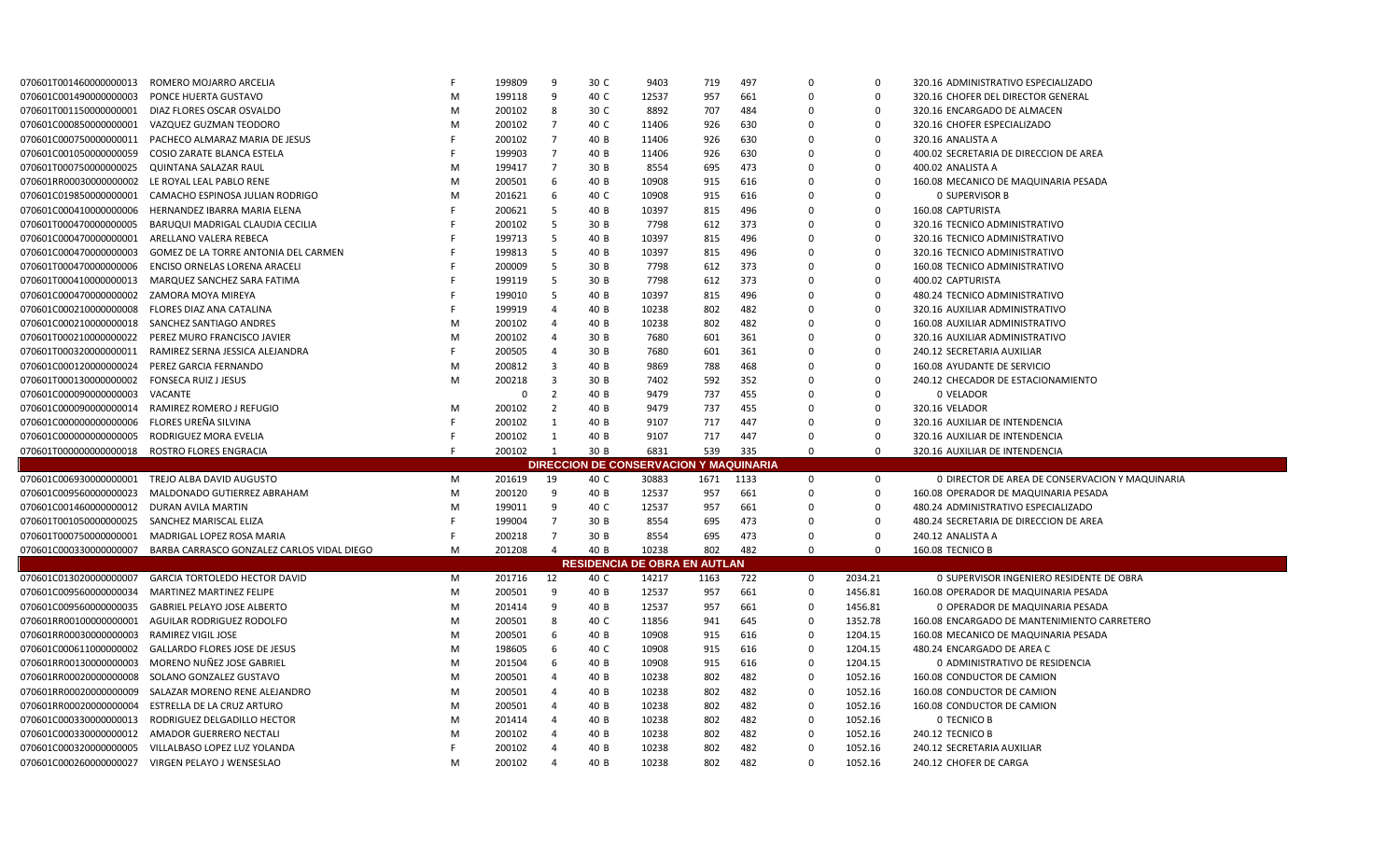| | | | | | | | | | | | | |
|---|---|---|---|---|---|---|---|---|---|---|---|---|
| 070601T001460000000013 | ROMERO MOJARRO ARCELIA | F | 199809 | 9 | 30 C | 9403 | 719 | 497 | 0 | 0 | 320.16 | ADMINISTRATIVO ESPECIALIZADO |
| 070601C001490000000003 | PONCE HUERTA GUSTAVO | M | 199118 | 9 | 40 C | 12537 | 957 | 661 | 0 | 0 | 320.16 | CHOFER DEL DIRECTOR GENERAL |
| 070601T001150000000001 | DIAZ FLORES OSCAR OSVALDO | M | 200102 | 8 | 30 C | 8892 | 707 | 484 | 0 | 0 | 320.16 | ENCARGADO DE ALMACEN |
| 070601C000850000000001 | VAZQUEZ GUZMAN TEODORO | M | 200102 | 7 | 40 C | 11406 | 926 | 630 | 0 | 0 | 320.16 | CHOFER ESPECIALIZADO |
| 070601C000750000000011 | PACHECO ALMARAZ MARIA DE JESUS | F | 200102 | 7 | 40 B | 11406 | 926 | 630 | 0 | 0 | 320.16 | ANALISTA A |
| 070601C001050000000059 | COSIO ZARATE BLANCA ESTELA | F | 199903 | 7 | 40 B | 11406 | 926 | 630 | 0 | 0 | 400.02 | SECRETARIA DE DIRECCION DE AREA |
| 070601T000750000000025 | QUINTANA SALAZAR RAUL | M | 199417 | 7 | 30 B | 8554 | 695 | 473 | 0 | 0 | 400.02 | ANALISTA A |
| 070601RR00030000000002 | LE ROYAL LEAL PABLO RENE | M | 200501 | 6 | 40 B | 10908 | 915 | 616 | 0 | 0 | 160.08 | MECANICO DE MAQUINARIA PESADA |
| 070601C019850000000001 | CAMACHO ESPINOSA JULIAN RODRIGO | M | 201621 | 6 | 40 C | 10908 | 915 | 616 | 0 | 0 | 0 | SUPERVISOR B |
| 070601C000410000000006 | HERNANDEZ IBARRA MARIA ELENA | F | 200621 | 5 | 40 B | 10397 | 815 | 496 | 0 | 0 | 160.08 | CAPTURISTA |
| 070601T000470000000005 | BARUQUI MADRIGAL CLAUDIA CECILIA | F | 200102 | 5 | 30 B | 7798 | 612 | 373 | 0 | 0 | 320.16 | TECNICO ADMINISTRATIVO |
| 070601C000470000000001 | ARELLANO VALERA REBECA | F | 199713 | 5 | 40 B | 10397 | 815 | 496 | 0 | 0 | 320.16 | TECNICO ADMINISTRATIVO |
| 070601C000470000000003 | GOMEZ DE LA TORRE ANTONIA DEL CARMEN | F | 199813 | 5 | 40 B | 10397 | 815 | 496 | 0 | 0 | 320.16 | TECNICO ADMINISTRATIVO |
| 070601T000470000000006 | ENCISO ORNELAS LORENA ARACELI | F | 200009 | 5 | 30 B | 7798 | 612 | 373 | 0 | 0 | 160.08 | TECNICO ADMINISTRATIVO |
| 070601T000410000000013 | MARQUEZ SANCHEZ SARA FATIMA | F | 199119 | 5 | 30 B | 7798 | 612 | 373 | 0 | 0 | 400.02 | CAPTURISTA |
| 070601C000470000000002 | ZAMORA MOYA MIREYA | F | 199010 | 5 | 40 B | 10397 | 815 | 496 | 0 | 0 | 480.24 | TECNICO ADMINISTRATIVO |
| 070601C000210000000008 | FLORES DIAZ ANA CATALINA | F | 199919 | 4 | 40 B | 10238 | 802 | 482 | 0 | 0 | 320.16 | AUXILIAR ADMINISTRATIVO |
| 070601C000210000000018 | SANCHEZ SANTIAGO ANDRES | M | 200102 | 4 | 40 B | 10238 | 802 | 482 | 0 | 0 | 160.08 | AUXILIAR ADMINISTRATIVO |
| 070601T000210000000022 | PEREZ MURO FRANCISCO JAVIER | M | 200102 | 4 | 30 B | 7680 | 601 | 361 | 0 | 0 | 320.16 | AUXILIAR ADMINISTRATIVO |
| 070601T000320000000011 | RAMIREZ SERNA JESSICA ALEJANDRA | F | 200505 | 4 | 30 B | 7680 | 601 | 361 | 0 | 0 | 240.12 | SECRETARIA AUXILIAR |
| 070601C000120000000024 | PEREZ GARCIA FERNANDO | M | 200812 | 3 | 40 B | 9869 | 788 | 468 | 0 | 0 | 160.08 | AYUDANTE DE SERVICIO |
| 070601T000130000000002 | FONSECA RUIZ J JESUS | M | 200218 | 3 | 30 B | 7402 | 592 | 352 | 0 | 0 | 240.12 | CHECADOR DE ESTACIONAMIENTO |
| 070601C000090000000003 | VACANTE | | 0 | 2 | 40 B | 9479 | 737 | 455 | 0 | 0 | 0 | VELADOR |
| 070601C000090000000014 | RAMIREZ ROMERO J REFUGIO | M | 200102 | 2 | 40 B | 9479 | 737 | 455 | 0 | 0 | 320.16 | VELADOR |
| 070601C000000000000006 | FLORES UREÑA SILVINA | F | 200102 | 1 | 40 B | 9107 | 717 | 447 | 0 | 0 | 320.16 | AUXILIAR DE INTENDENCIA |
| 070601C000000000000005 | RODRIGUEZ MORA EVELIA | F | 200102 | 1 | 40 B | 9107 | 717 | 447 | 0 | 0 | 320.16 | AUXILIAR DE INTENDENCIA |
| 070601T000000000000018 | ROSTRO FLORES ENGRACIA | F | 200102 | 1 | 30 B | 6831 | 539 | 335 | 0 | 0 | 320.16 | AUXILIAR DE INTENDENCIA |
| **DIRECCION DE CONSERVACION Y MAQUINARIA** | | | | | | | | | | | | |
| 070601C006930000000001 | TREJO ALBA DAVID AUGUSTO | M | 201619 | 19 | 40 C | 30883 | 1671 | 1133 | 0 | 0 | 0 | DIRECTOR DE AREA DE CONSERVACION Y MAQUINARIA |
| 070601C009560000000023 | MALDONADO GUTIERREZ ABRAHAM | M | 200120 | 9 | 40 B | 12537 | 957 | 661 | 0 | 0 | 160.08 | OPERADOR DE MAQUINARIA PESADA |
| 070601C001460000000012 | DURAN AVILA MARTIN | M | 199011 | 9 | 40 C | 12537 | 957 | 661 | 0 | 0 | 480.24 | ADMINISTRATIVO ESPECIALIZADO |
| 070601T001050000000025 | SANCHEZ MARISCAL ELIZA | F | 199004 | 7 | 30 B | 8554 | 695 | 473 | 0 | 0 | 480.24 | SECRETARIA DE DIRECCION DE AREA |
| 070601T000750000000001 | MADRIGAL LOPEZ ROSA MARIA | F | 200218 | 7 | 30 B | 8554 | 695 | 473 | 0 | 0 | 240.12 | ANALISTA A |
| 070601C000330000000007 | BARBA CARRASCO GONZALEZ CARLOS VIDAL DIEGO | M | 201208 | 4 | 40 B | 10238 | 802 | 482 | 0 | 0 | 160.08 | TECNICO B |
| **RESIDENCIA DE OBRA EN AUTLAN** | | | | | | | | | | | | |
| 070601C013020000000007 | GARCIA TORTOLEDO HECTOR DAVID | M | 201716 | 12 | 40 C | 14217 | 1163 | 722 | 0 | 2034.21 | 0 | SUPERVISOR INGENIERO RESIDENTE DE OBRA |
| 070601C009560000000034 | MARTINEZ MARTINEZ FELIPE | M | 200501 | 9 | 40 B | 12537 | 957 | 661 | 0 | 1456.81 | 160.08 | OPERADOR DE MAQUINARIA PESADA |
| 070601C009560000000035 | GABRIEL PELAYO JOSE ALBERTO | M | 201414 | 9 | 40 B | 12537 | 957 | 661 | 0 | 1456.81 | 0 | OPERADOR DE MAQUINARIA PESADA |
| 070601RR00100000000001 | AGUILAR RODRIGUEZ RODOLFO | M | 200501 | 8 | 40 C | 11856 | 941 | 645 | 0 | 1352.78 | 160.08 | ENCARGADO DE MANTENIMIENTO CARRETERO |
| 070601RR00030000000003 | RAMIREZ VIGIL JOSE | M | 200501 | 6 | 40 B | 10908 | 915 | 616 | 0 | 1204.15 | 160.08 | MECANICO DE MAQUINARIA PESADA |
| 070601C000611000000002 | GALLARDO FLORES JOSE DE JESUS | M | 198605 | 6 | 40 C | 10908 | 915 | 616 | 0 | 1204.15 | 480.24 | ENCARGADO DE AREA C |
| 070601RR00130000000003 | MORENO NUÑEZ JOSE GABRIEL | M | 201504 | 6 | 40 B | 10908 | 915 | 616 | 0 | 1204.15 | 0 | ADMINISTRATIVO DE RESIDENCIA |
| 070601RR00020000000008 | SOLANO GONZALEZ GUSTAVO | M | 200501 | 4 | 40 B | 10238 | 802 | 482 | 0 | 1052.16 | 160.08 | CONDUCTOR DE CAMION |
| 070601RR00020000000009 | SALAZAR MORENO RENE ALEJANDRO | M | 200501 | 4 | 40 B | 10238 | 802 | 482 | 0 | 1052.16 | 160.08 | CONDUCTOR DE CAMION |
| 070601RR00020000000004 | ESTRELLA DE LA CRUZ ARTURO | M | 200501 | 4 | 40 B | 10238 | 802 | 482 | 0 | 1052.16 | 160.08 | CONDUCTOR DE CAMION |
| 070601C000330000000013 | RODRIGUEZ DELGADILLO HECTOR | M | 201414 | 4 | 40 B | 10238 | 802 | 482 | 0 | 1052.16 | 0 | TECNICO B |
| 070601C000330000000012 | AMADOR GUERRERO NECTALI | M | 200102 | 4 | 40 B | 10238 | 802 | 482 | 0 | 1052.16 | 240.12 | TECNICO B |
| 070601C000320000000005 | VILLALBASO LOPEZ LUZ YOLANDA | F | 200102 | 4 | 40 B | 10238 | 802 | 482 | 0 | 1052.16 | 240.12 | SECRETARIA AUXILIAR |
| 070601C000260000000027 | VIRGEN PELAYO J WENSESLAO | M | 200102 | 4 | 40 B | 10238 | 802 | 482 | 0 | 1052.16 | 240.12 | CHOFER DE CARGA |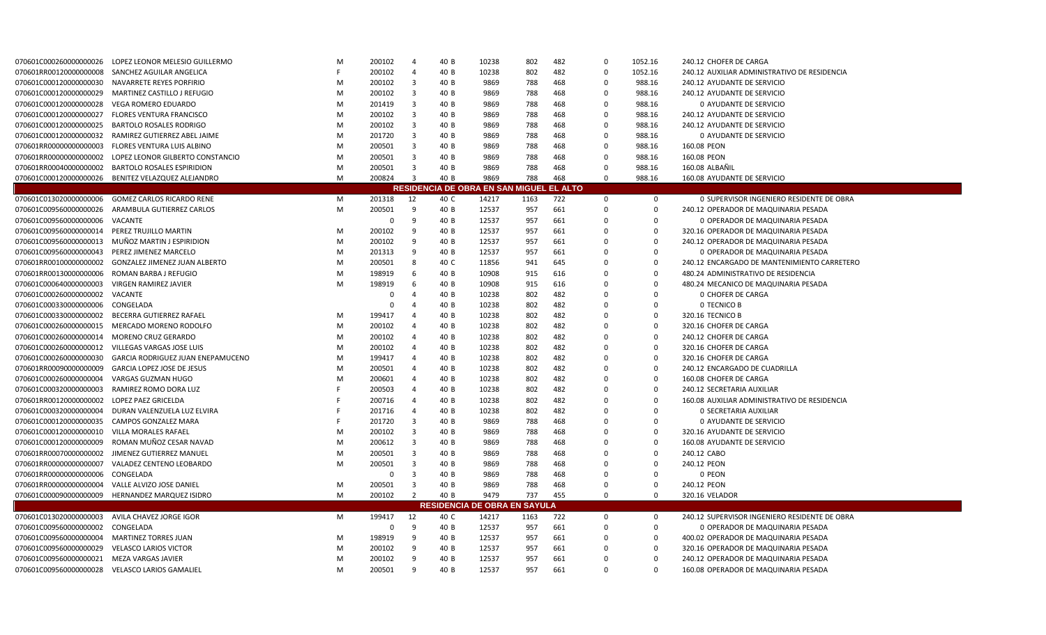| | | | | | | | | | | | | |
|---|---|---|---|---|---|---|---|---|---|---|---|---|
| 070601C000260000000026 | LOPEZ LEONOR MELESIO GUILLERMO | M | 200102 | 4 | 40 B | 10238 | 802 | 482 | 0 | 1052.16 | 240.12 | CHOFER DE CARGA |
| 070601RR00120000000008 | SANCHEZ AGUILAR ANGELICA | F | 200102 | 4 | 40 B | 10238 | 802 | 482 | 0 | 1052.16 | 240.12 | AUXILIAR ADMINISTRATIVO DE RESIDENCIA |
| 070601C000120000000030 | NAVARRETE REYES PORFIRIO | M | 200102 | 3 | 40 B | 9869 | 788 | 468 | 0 | 988.16 | 240.12 | AYUDANTE DE SERVICIO |
| 070601C000120000000029 | MARTINEZ CASTILLO J REFUGIO | M | 200102 | 3 | 40 B | 9869 | 788 | 468 | 0 | 988.16 | 240.12 | AYUDANTE DE SERVICIO |
| 070601C000120000000028 | VEGA ROMERO EDUARDO | M | 201419 | 3 | 40 B | 9869 | 788 | 468 | 0 | 988.16 | 0 | AYUDANTE DE SERVICIO |
| 070601C000120000000027 | FLORES VENTURA FRANCISCO | M | 200102 | 3 | 40 B | 9869 | 788 | 468 | 0 | 988.16 | 240.12 | AYUDANTE DE SERVICIO |
| 070601C000120000000025 | BARTOLO ROSALES RODRIGO | M | 200102 | 3 | 40 B | 9869 | 788 | 468 | 0 | 988.16 | 240.12 | AYUDANTE DE SERVICIO |
| 070601C000120000000032 | RAMIREZ GUTIERREZ ABEL JAIME | M | 201720 | 3 | 40 B | 9869 | 788 | 468 | 0 | 988.16 | 0 | AYUDANTE DE SERVICIO |
| 070601RR00000000000003 | FLORES VENTURA LUIS ALBINO | M | 200501 | 3 | 40 B | 9869 | 788 | 468 | 0 | 988.16 | 160.08 | PEON |
| 070601RR00000000000002 | LOPEZ LEONOR GILBERTO CONSTANCIO | M | 200501 | 3 | 40 B | 9869 | 788 | 468 | 0 | 988.16 | 160.08 | PEON |
| 070601RR00040000000002 | BARTOLO ROSALES ESPIRIDION | M | 200501 | 3 | 40 B | 9869 | 788 | 468 | 0 | 988.16 | 160.08 | ALBAÑIL |
| 070601C000120000000026 | BENITEZ VELAZQUEZ ALEJANDRO | M | 200824 | 3 | 40 B | 9869 | 788 | 468 | 0 | 988.16 | 160.08 | AYUDANTE DE SERVICIO |
| **RESIDENCIA DE OBRA EN SAN MIGUEL EL ALTO** | | | | | | | | | | | | |
| 070601C013020000000006 | GOMEZ CARLOS RICARDO RENE | M | 201318 | 12 | 40 C | 14217 | 1163 | 722 | 0 | 0 | 0 | SUPERVISOR INGENIERO RESIDENTE DE OBRA |
| 070601C009560000000026 | ARAMBULA GUTIERREZ CARLOS | M | 200501 | 9 | 40 B | 12537 | 957 | 661 | 0 | 0 | 240.12 | OPERADOR DE MAQUINARIA PESADA |
| 070601C009560000000006 | VACANTE | | 0 | 9 | 40 B | 12537 | 957 | 661 | 0 | 0 | 0 | OPERADOR DE MAQUINARIA PESADA |
| 070601C009560000000014 | PEREZ TRUJILLO MARTIN | M | 200102 | 9 | 40 B | 12537 | 957 | 661 | 0 | 0 | 320.16 | OPERADOR DE MAQUINARIA PESADA |
| 070601C009560000000013 | MUÑOZ MARTIN J ESPIRIDION | M | 200102 | 9 | 40 B | 12537 | 957 | 661 | 0 | 0 | 240.12 | OPERADOR DE MAQUINARIA PESADA |
| 070601C009560000000043 | PEREZ JIMENEZ MARCELO | M | 201313 | 9 | 40 B | 12537 | 957 | 661 | 0 | 0 | 0 | OPERADOR DE MAQUINARIA PESADA |
| 070601RR00100000000002 | GONZALEZ JIMENEZ JUAN ALBERTO | M | 200501 | 8 | 40 C | 11856 | 941 | 645 | 0 | 0 | 240.12 | ENCARGADO DE MANTENIMIENTO CARRETERO |
| 070601RR00130000000006 | ROMAN BARBA J REFUGIO | M | 198919 | 6 | 40 B | 10908 | 915 | 616 | 0 | 0 | 480.24 | ADMINISTRATIVO DE RESIDENCIA |
| 070601C000640000000003 | VIRGEN RAMIREZ JAVIER | M | 198919 | 6 | 40 B | 10908 | 915 | 616 | 0 | 0 | 480.24 | MECANICO DE MAQUINARIA PESADA |
| 070601C000260000000002 | VACANTE | | 0 | 4 | 40 B | 10238 | 802 | 482 | 0 | 0 | 0 | CHOFER DE CARGA |
| 070601C000330000000006 | CONGELADA | | 0 | 4 | 40 B | 10238 | 802 | 482 | 0 | 0 | 0 | TECNICO B |
| 070601C000330000000002 | BECERRA GUTIERREZ RAFAEL | M | 199417 | 4 | 40 B | 10238 | 802 | 482 | 0 | 0 | 320.16 | TECNICO B |
| 070601C000260000000015 | MERCADO MORENO RODOLFO | M | 200102 | 4 | 40 B | 10238 | 802 | 482 | 0 | 0 | 320.16 | CHOFER DE CARGA |
| 070601C000260000000014 | MORENO CRUZ GERARDO | M | 200102 | 4 | 40 B | 10238 | 802 | 482 | 0 | 0 | 240.12 | CHOFER DE CARGA |
| 070601C000260000000012 | VILLEGAS VARGAS JOSE LUIS | M | 200102 | 4 | 40 B | 10238 | 802 | 482 | 0 | 0 | 320.16 | CHOFER DE CARGA |
| 070601C000260000000030 | GARCIA RODRIGUEZ JUAN ENEPAMUCENO | M | 199417 | 4 | 40 B | 10238 | 802 | 482 | 0 | 0 | 320.16 | CHOFER DE CARGA |
| 070601RR00090000000009 | GARCIA LOPEZ JOSE DE JESUS | M | 200501 | 4 | 40 B | 10238 | 802 | 482 | 0 | 0 | 240.12 | ENCARGADO DE CUADRILLA |
| 070601C000260000000004 | VARGAS GUZMAN HUGO | M | 200601 | 4 | 40 B | 10238 | 802 | 482 | 0 | 0 | 160.08 | CHOFER DE CARGA |
| 070601C000320000000003 | RAMIREZ ROMO DORA LUZ | F | 200503 | 4 | 40 B | 10238 | 802 | 482 | 0 | 0 | 240.12 | SECRETARIA AUXILIAR |
| 070601RR00120000000002 | LOPEZ PAEZ GRICELDA | F | 200716 | 4 | 40 B | 10238 | 802 | 482 | 0 | 0 | 160.08 | AUXILIAR ADMINISTRATIVO DE RESIDENCIA |
| 070601C000320000000004 | DURAN VALENZUELA LUZ ELVIRA | F | 201716 | 4 | 40 B | 10238 | 802 | 482 | 0 | 0 | 0 | SECRETARIA AUXILIAR |
| 070601C000120000000035 | CAMPOS GONZALEZ MARA | F | 201720 | 3 | 40 B | 9869 | 788 | 468 | 0 | 0 | 0 | AYUDANTE DE SERVICIO |
| 070601C000120000000010 | VILLA MORALES RAFAEL | M | 200102 | 3 | 40 B | 9869 | 788 | 468 | 0 | 0 | 320.16 | AYUDANTE DE SERVICIO |
| 070601C000120000000009 | ROMAN MUÑOZ CESAR NAVAD | M | 200612 | 3 | 40 B | 9869 | 788 | 468 | 0 | 0 | 160.08 | AYUDANTE DE SERVICIO |
| 070601RR00070000000002 | JIMENEZ GUTIERREZ MANUEL | M | 200501 | 3 | 40 B | 9869 | 788 | 468 | 0 | 0 | 240.12 | CABO |
| 070601RR00000000000007 | VALADEZ CENTENO LEOBARDO | M | 200501 | 3 | 40 B | 9869 | 788 | 468 | 0 | 0 | 240.12 | PEON |
| 070601RR00000000000006 | CONGELADA | | 0 | 3 | 40 B | 9869 | 788 | 468 | 0 | 0 | 0 | PEON |
| 070601RR00000000000004 | VALLE ALVIZO JOSE DANIEL | M | 200501 | 3 | 40 B | 9869 | 788 | 468 | 0 | 0 | 240.12 | PEON |
| 070601C000090000000009 | HERNANDEZ MARQUEZ ISIDRO | M | 200102 | 2 | 40 B | 9479 | 737 | 455 | 0 | 0 | 320.16 | VELADOR |
| **RESIDENCIA DE OBRA EN SAYULA** | | | | | | | | | | | | |
| 070601C013020000000003 | AVILA CHAVEZ JORGE IGOR | M | 199417 | 12 | 40 C | 14217 | 1163 | 722 | 0 | 0 | 240.12 | SUPERVISOR INGENIERO RESIDENTE DE OBRA |
| 070601C009560000000002 | CONGELADA | | 0 | 9 | 40 B | 12537 | 957 | 661 | 0 | 0 | 0 | OPERADOR DE MAQUINARIA PESADA |
| 070601C009560000000004 | MARTINEZ TORRES JUAN | M | 198919 | 9 | 40 B | 12537 | 957 | 661 | 0 | 0 | 400.02 | OPERADOR DE MAQUINARIA PESADA |
| 070601C009560000000029 | VELASCO LARIOS VICTOR | M | 200102 | 9 | 40 B | 12537 | 957 | 661 | 0 | 0 | 320.16 | OPERADOR DE MAQUINARIA PESADA |
| 070601C009560000000021 | MEZA VARGAS JAVIER | M | 200102 | 9 | 40 B | 12537 | 957 | 661 | 0 | 0 | 240.12 | OPERADOR DE MAQUINARIA PESADA |
| 070601C009560000000028 | VELASCO LARIOS GAMALIEL | M | 200501 | 9 | 40 B | 12537 | 957 | 661 | 0 | 0 | 160.08 | OPERADOR DE MAQUINARIA PESADA |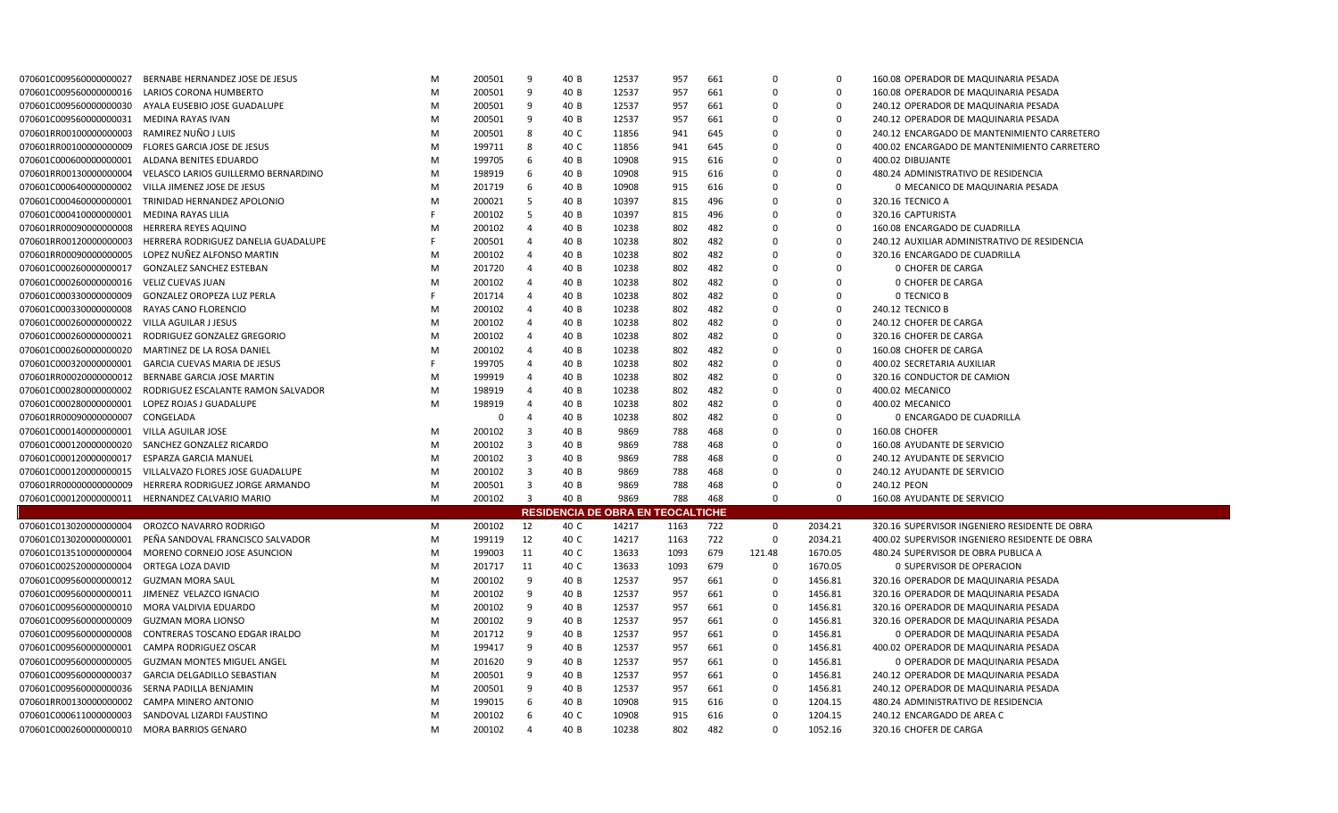| | | | | | | | | | | | | |
|---|---|---|---|---|---|---|---|---|---|---|---|---|
| 070601C009560000000027 | BERNABE HERNANDEZ JOSE DE JESUS | M | 200501 | 9 | 40 B | 12537 | 957 | 661 | 0 | 0 | 160.08 | OPERADOR DE MAQUINARIA PESADA |
| 070601C009560000000016 | LARIOS CORONA HUMBERTO | M | 200501 | 9 | 40 B | 12537 | 957 | 661 | 0 | 0 | 160.08 | OPERADOR DE MAQUINARIA PESADA |
| 070601C009560000000030 | AYALA EUSEBIO JOSE GUADALUPE | M | 200501 | 9 | 40 B | 12537 | 957 | 661 | 0 | 0 | 240.12 | OPERADOR DE MAQUINARIA PESADA |
| 070601C009560000000031 | MEDINA RAYAS IVAN | M | 200501 | 9 | 40 B | 12537 | 957 | 661 | 0 | 0 | 240.12 | OPERADOR DE MAQUINARIA PESADA |
| 070601RR00100000000003 | RAMIREZ NUÑO J LUIS | M | 200501 | 8 | 40 C | 11856 | 941 | 645 | 0 | 0 | 240.12 | ENCARGADO DE MANTENIMIENTO CARRETERO |
| 070601RR00100000000009 | FLORES GARCIA JOSE DE JESUS | M | 199711 | 8 | 40 C | 11856 | 941 | 645 | 0 | 0 | 400.02 | ENCARGADO DE MANTENIMIENTO CARRETERO |
| 070601C000600000000001 | ALDANA BENITES EDUARDO | M | 199705 | 6 | 40 B | 10908 | 915 | 616 | 0 | 0 | 400.02 | DIBUJANTE |
| 070601RR00130000000004 | VELASCO LARIOS GUILLERMO BERNARDINO | M | 198919 | 6 | 40 B | 10908 | 915 | 616 | 0 | 0 | 480.24 | ADMINISTRATIVO DE RESIDENCIA |
| 070601C000640000000002 | VILLA JIMENEZ JOSE DE JESUS | M | 201719 | 6 | 40 B | 10908 | 915 | 616 | 0 | 0 | 0 | MECANICO DE MAQUINARIA PESADA |
| 070601C000460000000001 | TRINIDAD HERNANDEZ APOLONIO | M | 200021 | 5 | 40 B | 10397 | 815 | 496 | 0 | 0 | 320.16 | TECNICO A |
| 070601C000410000000001 | MEDINA RAYAS LILIA | F | 200102 | 5 | 40 B | 10397 | 815 | 496 | 0 | 0 | 320.16 | CAPTURISTA |
| 070601RR00090000000008 | HERRERA REYES AQUINO | M | 200102 | 4 | 40 B | 10238 | 802 | 482 | 0 | 0 | 160.08 | ENCARGADO DE CUADRILLA |
| 070601RR00120000000003 | HERRERA RODRIGUEZ DANELIA GUADALUPE | F | 200501 | 4 | 40 B | 10238 | 802 | 482 | 0 | 0 | 240.12 | AUXILIAR ADMINISTRATIVO DE RESIDENCIA |
| 070601RR00090000000005 | LOPEZ NUÑEZ ALFONSO MARTIN | M | 200102 | 4 | 40 B | 10238 | 802 | 482 | 0 | 0 | 320.16 | ENCARGADO DE CUADRILLA |
| 070601C000260000000017 | GONZALEZ SANCHEZ ESTEBAN | M | 201720 | 4 | 40 B | 10238 | 802 | 482 | 0 | 0 | 0 | CHOFER DE CARGA |
| 070601C000260000000016 | VELIZ CUEVAS JUAN | M | 200102 | 4 | 40 B | 10238 | 802 | 482 | 0 | 0 | 0 | CHOFER DE CARGA |
| 070601C000330000000009 | GONZALEZ OROPEZA LUZ PERLA | F | 201714 | 4 | 40 B | 10238 | 802 | 482 | 0 | 0 | 0 | TECNICO B |
| 070601C000330000000008 | RAYAS CANO FLORENCIO | M | 200102 | 4 | 40 B | 10238 | 802 | 482 | 0 | 0 | 240.12 | TECNICO B |
| 070601C000260000000022 | VILLA AGUILAR J JESUS | M | 200102 | 4 | 40 B | 10238 | 802 | 482 | 0 | 0 | 240.12 | CHOFER DE CARGA |
| 070601C000260000000021 | RODRIGUEZ GONZALEZ GREGORIO | M | 200102 | 4 | 40 B | 10238 | 802 | 482 | 0 | 0 | 320.16 | CHOFER DE CARGA |
| 070601C000260000000020 | MARTINEZ DE LA ROSA DANIEL | M | 200102 | 4 | 40 B | 10238 | 802 | 482 | 0 | 0 | 160.08 | CHOFER DE CARGA |
| 070601C000320000000001 | GARCIA CUEVAS MARIA DE JESUS | F | 199705 | 4 | 40 B | 10238 | 802 | 482 | 0 | 0 | 400.02 | SECRETARIA AUXILIAR |
| 070601RR00020000000012 | BERNABE GARCIA JOSE MARTIN | M | 199919 | 4 | 40 B | 10238 | 802 | 482 | 0 | 0 | 320.16 | CONDUCTOR DE CAMION |
| 070601C000280000000002 | RODRIGUEZ ESCALANTE RAMON SALVADOR | M | 198919 | 4 | 40 B | 10238 | 802 | 482 | 0 | 0 | 400.02 | MECANICO |
| 070601C000280000000001 | LOPEZ ROJAS J GUADALUPE | M | 198919 | 4 | 40 B | 10238 | 802 | 482 | 0 | 0 | 400.02 | MECANICO |
| 070601RR00090000000007 | CONGELADA | | 0 | 4 | 40 B | 10238 | 802 | 482 | 0 | 0 | 0 | ENCARGADO DE CUADRILLA |
| 070601C000140000000001 | VILLA AGUILAR JOSE | M | 200102 | 3 | 40 B | 9869 | 788 | 468 | 0 | 0 | 160.08 | CHOFER |
| 070601C000120000000020 | SANCHEZ GONZALEZ RICARDO | M | 200102 | 3 | 40 B | 9869 | 788 | 468 | 0 | 0 | 160.08 | AYUDANTE DE SERVICIO |
| 070601C000120000000017 | ESPARZA GARCIA MANUEL | M | 200102 | 3 | 40 B | 9869 | 788 | 468 | 0 | 0 | 240.12 | AYUDANTE DE SERVICIO |
| 070601C000120000000015 | VILLALVAZO FLORES JOSE GUADALUPE | M | 200102 | 3 | 40 B | 9869 | 788 | 468 | 0 | 0 | 240.12 | AYUDANTE DE SERVICIO |
| 070601RR00000000000009 | HERRERA RODRIGUEZ JORGE ARMANDO | M | 200501 | 3 | 40 B | 9869 | 788 | 468 | 0 | 0 | 240.12 | PEON |
| 070601C000120000000011 | HERNANDEZ CALVARIO MARIO | M | 200102 | 3 | 40 B | 9869 | 788 | 468 | 0 | 0 | 160.08 | AYUDANTE DE SERVICIO |
| **RESIDENCIA DE OBRA EN TEOCALTICHE** | | | | | | | | | | | | |
| 070601C013020000000004 | OROZCO NAVARRO RODRIGO | M | 200102 | 12 | 40 C | 14217 | 1163 | 722 | 0 | 2034.21 | 320.16 | SUPERVISOR INGENIERO RESIDENTE DE OBRA |
| 070601C013020000000001 | PEÑA SANDOVAL FRANCISCO SALVADOR | M | 199119 | 12 | 40 C | 14217 | 1163 | 722 | 0 | 2034.21 | 400.02 | SUPERVISOR INGENIERO RESIDENTE DE OBRA |
| 070601C013510000000004 | MORENO CORNEJO JOSE ASUNCION | M | 199003 | 11 | 40 C | 13633 | 1093 | 679 | 121.48 | 1670.05 | 480.24 | SUPERVISOR DE OBRA PUBLICA A |
| 070601C002520000000004 | ORTEGA LOZA DAVID | M | 201717 | 11 | 40 C | 13633 | 1093 | 679 | 0 | 1670.05 | 0 | SUPERVISOR DE OPERACION |
| 070601C009560000000012 | GUZMAN MORA SAUL | M | 200102 | 9 | 40 B | 12537 | 957 | 661 | 0 | 1456.81 | 320.16 | OPERADOR DE MAQUINARIA PESADA |
| 070601C009560000000011 | JIMENEZ VELAZCO IGNACIO | M | 200102 | 9 | 40 B | 12537 | 957 | 661 | 0 | 1456.81 | 320.16 | OPERADOR DE MAQUINARIA PESADA |
| 070601C009560000000010 | MORA VALDIVIA EDUARDO | M | 200102 | 9 | 40 B | 12537 | 957 | 661 | 0 | 1456.81 | 320.16 | OPERADOR DE MAQUINARIA PESADA |
| 070601C009560000000009 | GUZMAN MORA LIONSO | M | 200102 | 9 | 40 B | 12537 | 957 | 661 | 0 | 1456.81 | 320.16 | OPERADOR DE MAQUINARIA PESADA |
| 070601C009560000000008 | CONTRERAS TOSCANO EDGAR IRALDO | M | 201712 | 9 | 40 B | 12537 | 957 | 661 | 0 | 1456.81 | 0 | OPERADOR DE MAQUINARIA PESADA |
| 070601C009560000000001 | CAMPA RODRIGUEZ OSCAR | M | 199417 | 9 | 40 B | 12537 | 957 | 661 | 0 | 1456.81 | 400.02 | OPERADOR DE MAQUINARIA PESADA |
| 070601C009560000000005 | GUZMAN MONTES MIGUEL ANGEL | M | 201620 | 9 | 40 B | 12537 | 957 | 661 | 0 | 1456.81 | 0 | OPERADOR DE MAQUINARIA PESADA |
| 070601C009560000000037 | GARCIA DELGADILLO SEBASTIAN | M | 200501 | 9 | 40 B | 12537 | 957 | 661 | 0 | 1456.81 | 240.12 | OPERADOR DE MAQUINARIA PESADA |
| 070601C009560000000036 | SERNA PADILLA BENJAMIN | M | 200501 | 9 | 40 B | 12537 | 957 | 661 | 0 | 1456.81 | 240.12 | OPERADOR DE MAQUINARIA PESADA |
| 070601RR00130000000002 | CAMPA MINERO ANTONIO | M | 199015 | 6 | 40 B | 10908 | 915 | 616 | 0 | 1204.15 | 480.24 | ADMINISTRATIVO DE RESIDENCIA |
| 070601C000611000000003 | SANDOVAL LIZARDI FAUSTINO | M | 200102 | 6 | 40 C | 10908 | 915 | 616 | 0 | 1204.15 | 240.12 | ENCARGADO DE AREA C |
| 070601C000260000000010 | MORA BARRIOS GENARO | M | 200102 | 4 | 40 B | 10238 | 802 | 482 | 0 | 1052.16 | 320.16 | CHOFER DE CARGA |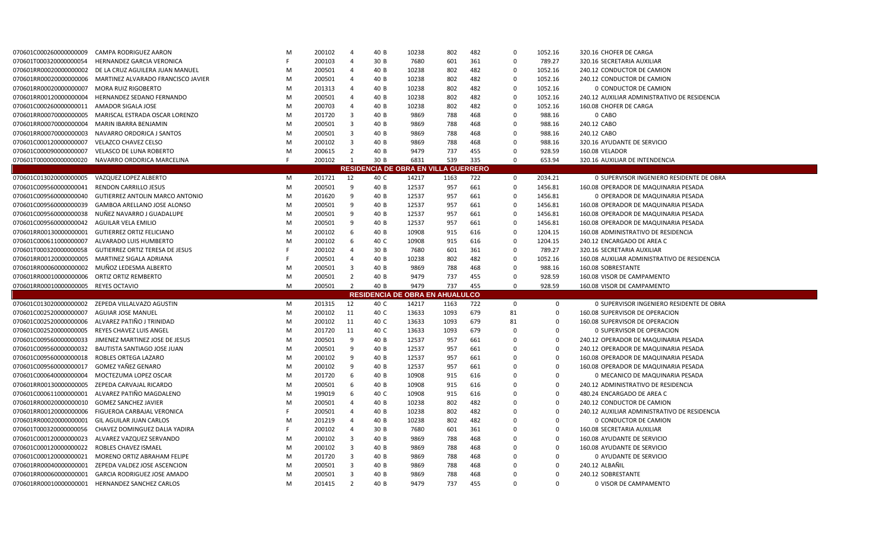| | | | | | | | | | | | | |
|---|---|---|---|---|---|---|---|---|---|---|---|---|
| 070601C000260000000009 | CAMPA RODRIGUEZ AARON | M | 200102 | 4 | 40 B | 10238 | 802 | 482 | 0 | 1052.16 | 320.16 | CHOFER DE CARGA |
| 070601T000320000000054 | HERNANDEZ GARCIA VERONICA | F | 200103 | 4 | 30 B | 7680 | 601 | 361 | 0 | 789.27 | 320.16 | SECRETARIA AUXILIAR |
| 070601RR00020000000002 | DE LA CRUZ AGUILERA JUAN MANUEL | M | 200501 | 4 | 40 B | 10238 | 802 | 482 | 0 | 1052.16 | 240.12 | CONDUCTOR DE CAMION |
| 070601RR00020000000006 | MARTINEZ ALVARADO FRANCISCO JAVIER | M | 200501 | 4 | 40 B | 10238 | 802 | 482 | 0 | 1052.16 | 240.12 | CONDUCTOR DE CAMION |
| 070601RR00020000000007 | MORA RUIZ RIGOBERTO | M | 201313 | 4 | 40 B | 10238 | 802 | 482 | 0 | 1052.16 | 0 | CONDUCTOR DE CAMION |
| 070601RR00120000000004 | HERNANDEZ SEDANO FERNANDO | M | 200501 | 4 | 40 B | 10238 | 802 | 482 | 0 | 1052.16 | 240.12 | AUXILIAR ADMINISTRATIVO DE RESIDENCIA |
| 070601C000260000000011 | AMADOR SIGALA JOSE | M | 200703 | 4 | 40 B | 10238 | 802 | 482 | 0 | 1052.16 | 160.08 | CHOFER DE CARGA |
| 070601RR00070000000005 | MARISCAL ESTRADA OSCAR LORENZO | M | 201720 | 3 | 40 B | 9869 | 788 | 468 | 0 | 988.16 | 0 | CABO |
| 070601RR00070000000004 | MARIN IBARRA BENJAMIN | M | 200501 | 3 | 40 B | 9869 | 788 | 468 | 0 | 988.16 | 240.12 | CABO |
| 070601RR00070000000003 | NAVARRO ORDORICA J SANTOS | M | 200501 | 3 | 40 B | 9869 | 788 | 468 | 0 | 988.16 | 240.12 | CABO |
| 070601C000120000000007 | VELAZCO CHAVEZ CELSO | M | 200102 | 3 | 40 B | 9869 | 788 | 468 | 0 | 988.16 | 320.16 | AYUDANTE DE SERVICIO |
| 070601C000090000000007 | VELASCO DE LUNA ROBERTO | M | 200615 | 2 | 40 B | 9479 | 737 | 455 | 0 | 928.59 | 160.08 | VELADOR |
| 070601T000000000000020 | NAVARRO ORDORICA MARCELINA | F | 200102 | 1 | 30 B | 6831 | 539 | 335 | 0 | 653.94 | 320.16 | AUXILIAR DE INTENDENCIA |
| **RESIDENCIA DE OBRA EN VILLA GUERRERO** | | | | | | | | | | | | |
| 070601C013020000000005 | VAZQUEZ LOPEZ ALBERTO | M | 201721 | 12 | 40 C | 14217 | 1163 | 722 | 0 | 2034.21 | 0 | SUPERVISOR INGENIERO RESIDENTE DE OBRA |
| 070601C009560000000041 | RENDON CARRILLO JESUS | M | 200501 | 9 | 40 B | 12537 | 957 | 661 | 0 | 1456.81 | 160.08 | OPERADOR DE MAQUINARIA PESADA |
| 070601C009560000000040 | GUTIERREZ ANTOLIN MARCO ANTONIO | M | 201620 | 9 | 40 B | 12537 | 957 | 661 | 0 | 1456.81 | 0 | OPERADOR DE MAQUINARIA PESADA |
| 070601C009560000000039 | GAMBOA ARELLANO JOSE ALONSO | M | 200501 | 9 | 40 B | 12537 | 957 | 661 | 0 | 1456.81 | 160.08 | OPERADOR DE MAQUINARIA PESADA |
| 070601C009560000000038 | NUÑEZ NAVARRO J GUADALUPE | M | 200501 | 9 | 40 B | 12537 | 957 | 661 | 0 | 1456.81 | 160.08 | OPERADOR DE MAQUINARIA PESADA |
| 070601C009560000000042 | AGUILAR VELA EMILIO | M | 200501 | 9 | 40 B | 12537 | 957 | 661 | 0 | 1456.81 | 160.08 | OPERADOR DE MAQUINARIA PESADA |
| 070601RR00130000000001 | GUTIERREZ ORTIZ FELICIANO | M | 200102 | 6 | 40 B | 10908 | 915 | 616 | 0 | 1204.15 | 160.08 | ADMINISTRATIVO DE RESIDENCIA |
| 070601C000611000000007 | ALVARADO LUIS HUMBERTO | M | 200102 | 6 | 40 C | 10908 | 915 | 616 | 0 | 1204.15 | 240.12 | ENCARGADO DE AREA C |
| 070601T000320000000058 | GUTIERREZ ORTIZ TERESA DE JESUS | F | 200102 | 4 | 30 B | 7680 | 601 | 361 | 0 | 789.27 | 320.16 | SECRETARIA AUXILIAR |
| 070601RR00120000000005 | MARTINEZ SIGALA ADRIANA | F | 200501 | 4 | 40 B | 10238 | 802 | 482 | 0 | 1052.16 | 160.08 | AUXILIAR ADMINISTRATIVO DE RESIDENCIA |
| 070601RR00060000000002 | MUÑOZ LEDESMA ALBERTO | M | 200501 | 3 | 40 B | 9869 | 788 | 468 | 0 | 988.16 | 160.08 | SOBRESTANTE |
| 070601RR00010000000006 | ORTIZ ORTIZ REMBERTO | M | 200501 | 2 | 40 B | 9479 | 737 | 455 | 0 | 928.59 | 160.08 | VISOR DE CAMPAMENTO |
| 070601RR00010000000005 | REYES OCTAVIO | M | 200501 | 2 | 40 B | 9479 | 737 | 455 | 0 | 928.59 | 160.08 | VISOR DE CAMPAMENTO |
| **RESIDENCIA DE OBRA EN AHUALULCO** | | | | | | | | | | | | |
| 070601C013020000000002 | ZEPEDA VILLALVAZO AGUSTIN | M | 201315 | 12 | 40 C | 14217 | 1163 | 722 | 0 | 0 | 0 | SUPERVISOR INGENIERO RESIDENTE DE OBRA |
| 070601C002520000000007 | AGUIAR JOSE MANUEL | M | 200102 | 11 | 40 C | 13633 | 1093 | 679 | 81 | 0 | 160.08 | SUPERVISOR DE OPERACION |
| 070601C002520000000006 | ALVAREZ PATIÑO J TRINIDAD | M | 200102 | 11 | 40 C | 13633 | 1093 | 679 | 81 | 0 | 160.08 | SUPERVISOR DE OPERACION |
| 070601C002520000000005 | REYES CHAVEZ LUIS ANGEL | M | 201720 | 11 | 40 C | 13633 | 1093 | 679 | 0 | 0 | 0 | SUPERVISOR DE OPERACION |
| 070601C009560000000033 | JIMENEZ MARTINEZ JOSE DE JESUS | M | 200501 | 9 | 40 B | 12537 | 957 | 661 | 0 | 0 | 240.12 | OPERADOR DE MAQUINARIA PESADA |
| 070601C009560000000032 | BAUTISTA SANTIAGO JOSE JUAN | M | 200501 | 9 | 40 B | 12537 | 957 | 661 | 0 | 0 | 240.12 | OPERADOR DE MAQUINARIA PESADA |
| 070601C009560000000018 | ROBLES ORTEGA LAZARO | M | 200102 | 9 | 40 B | 12537 | 957 | 661 | 0 | 0 | 160.08 | OPERADOR DE MAQUINARIA PESADA |
| 070601C009560000000017 | GOMEZ YAÑEZ GENARO | M | 200102 | 9 | 40 B | 12537 | 957 | 661 | 0 | 0 | 160.08 | OPERADOR DE MAQUINARIA PESADA |
| 070601C000640000000004 | MOCTEZUMA LOPEZ OSCAR | M | 201720 | 6 | 40 B | 10908 | 915 | 616 | 0 | 0 | 0 | MECANICO DE MAQUINARIA PESADA |
| 070601RR00130000000005 | ZEPEDA CARVAJAL RICARDO | M | 200501 | 6 | 40 B | 10908 | 915 | 616 | 0 | 0 | 240.12 | ADMINISTRATIVO DE RESIDENCIA |
| 070601C000611000000001 | ALVAREZ PATIÑO MAGDALENO | M | 199019 | 6 | 40 C | 10908 | 915 | 616 | 0 | 0 | 480.24 | ENCARGADO DE AREA C |
| 070601RR00020000000010 | GOMEZ SANCHEZ JAVIER | M | 200501 | 4 | 40 B | 10238 | 802 | 482 | 0 | 0 | 240.12 | CONDUCTOR DE CAMION |
| 070601RR00120000000006 | FIGUEROA CARBAJAL VERONICA | F | 200501 | 4 | 40 B | 10238 | 802 | 482 | 0 | 0 | 240.12 | AUXILIAR ADMINISTRATIVO DE RESIDENCIA |
| 070601RR00020000000001 | GIL AGUILAR JUAN CARLOS | M | 201219 | 4 | 40 B | 10238 | 802 | 482 | 0 | 0 | 0 | CONDUCTOR DE CAMION |
| 070601T000320000000056 | CHAVEZ DOMINGUEZ DALIA YADIRA | F | 200102 | 4 | 30 B | 7680 | 601 | 361 | 0 | 0 | 160.08 | SECRETARIA AUXILIAR |
| 070601C000120000000023 | ALVAREZ VAZQUEZ SERVANDO | M | 200102 | 3 | 40 B | 9869 | 788 | 468 | 0 | 0 | 160.08 | AYUDANTE DE SERVICIO |
| 070601C000120000000022 | ROBLES CHAVEZ ISMAEL | M | 200102 | 3 | 40 B | 9869 | 788 | 468 | 0 | 0 | 160.08 | AYUDANTE DE SERVICIO |
| 070601C000120000000021 | MORENO ORTIZ ABRAHAM FELIPE | M | 201720 | 3 | 40 B | 9869 | 788 | 468 | 0 | 0 | 0 | AYUDANTE DE SERVICIO |
| 070601RR00040000000001 | ZEPEDA VALDEZ JOSE ASCENCION | M | 200501 | 3 | 40 B | 9869 | 788 | 468 | 0 | 0 | 240.12 | ALBAÑIL |
| 070601RR00060000000001 | GARCIA RODRIGUEZ JOSE AMADO | M | 200501 | 3 | 40 B | 9869 | 788 | 468 | 0 | 0 | 240.12 | SOBRESTANTE |
| 070601RR00010000000001 | HERNANDEZ SANCHEZ CARLOS | M | 201415 | 2 | 40 B | 9479 | 737 | 455 | 0 | 0 | 0 | VISOR DE CAMPAMENTO |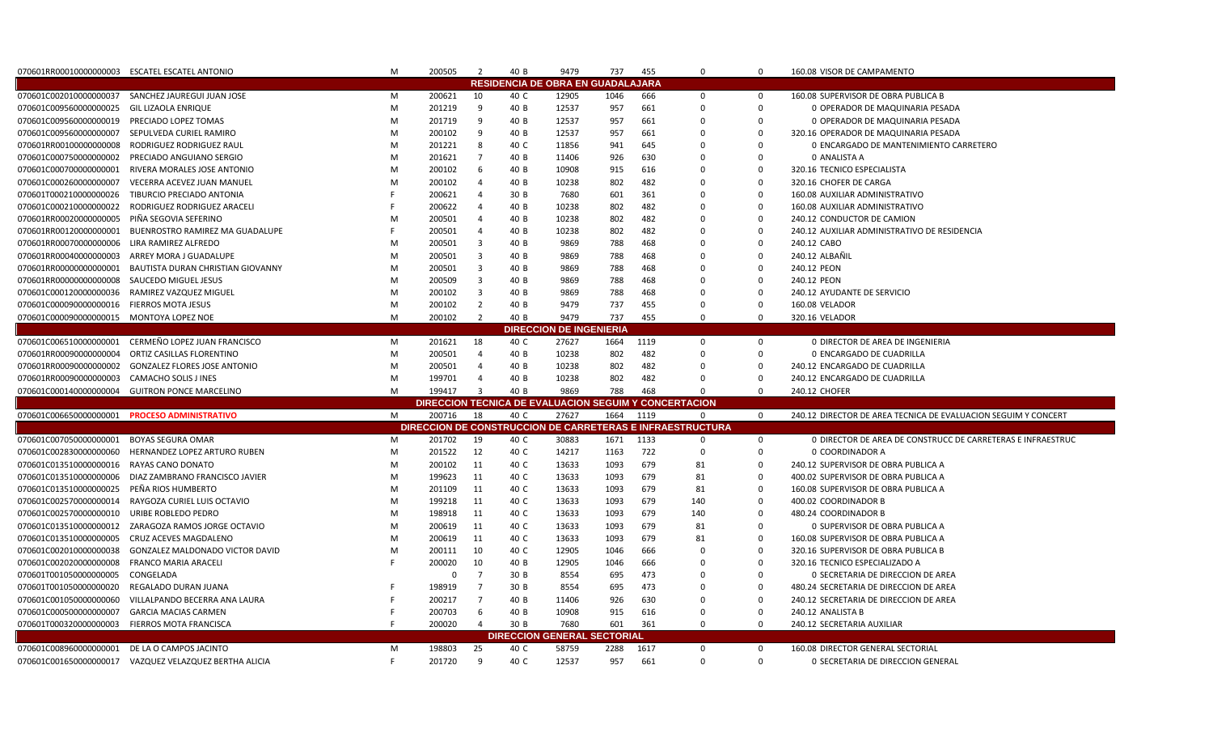| | | | | | | | | | | | |
|---|---|---|---|---|---|---|---|---|---|---|---|
| 070601RR00010000000003 | ESCATEL ESCATEL ANTONIO | M | 200505 | 2 | 40 B | 9479 | 737 | 455 | 0 | 0 | 160.08 VISOR DE CAMPAMENTO |
| **RESIDENCIA DE OBRA EN GUADALAJARA** | | | | | | | | | | | |
| 070601C002010000000037 | SANCHEZ JAUREGUI JUAN JOSE | M | 200621 | 10 | 40 C | 12905 | 1046 | 666 | 0 | 0 | 160.08 SUPERVISOR DE OBRA PUBLICA B |
| 070601C009560000000025 | GIL LIZAOLA ENRIQUE | M | 201219 | 9 | 40 B | 12537 | 957 | 661 | 0 | 0 | 0 OPERADOR DE MAQUINARIA PESADA |
| 070601C009560000000019 | PRECIADO LOPEZ TOMAS | M | 201719 | 9 | 40 B | 12537 | 957 | 661 | 0 | 0 | 0 OPERADOR DE MAQUINARIA PESADA |
| 070601C009560000000007 | SEPULVEDA CURIEL RAMIRO | M | 200102 | 9 | 40 B | 12537 | 957 | 661 | 0 | 0 | 320.16 OPERADOR DE MAQUINARIA PESADA |
| 070601RR00100000000008 | RODRIGUEZ RODRIGUEZ RAUL | M | 201221 | 8 | 40 C | 11856 | 941 | 645 | 0 | 0 | 0 ENCARGADO DE MANTENIMIENTO CARRETERO |
| 070601C000750000000002 | PRECIADO ANGUIANO SERGIO | M | 201621 | 7 | 40 B | 11406 | 926 | 630 | 0 | 0 | 0 ANALISTA A |
| 070601C000700000000001 | RIVERA MORALES JOSE ANTONIO | M | 200102 | 6 | 40 B | 10908 | 915 | 616 | 0 | 0 | 320.16 TECNICO ESPECIALISTA |
| 070601C000260000000007 | VECERRA ACEVEZ JUAN MANUEL | M | 200102 | 4 | 40 B | 10238 | 802 | 482 | 0 | 0 | 320.16 CHOFER DE CARGA |
| 070601T000210000000026 | TIBURCIO PRECIADO ANTONIA | F | 200621 | 4 | 30 B | 7680 | 601 | 361 | 0 | 0 | 160.08 AUXILIAR ADMINISTRATIVO |
| 070601C000210000000022 | RODRIGUEZ RODRIGUEZ ARACELI | F | 200622 | 4 | 40 B | 10238 | 802 | 482 | 0 | 0 | 160.08 AUXILIAR ADMINISTRATIVO |
| 070601RR00020000000005 | PIÑA SEGOVIA SEFERINO | M | 200501 | 4 | 40 B | 10238 | 802 | 482 | 0 | 0 | 240.12 CONDUCTOR DE CAMION |
| 070601RR00120000000001 | BUENROSTRO RAMIREZ MA GUADALUPE | F | 200501 | 4 | 40 B | 10238 | 802 | 482 | 0 | 0 | 240.12 AUXILIAR ADMINISTRATIVO DE RESIDENCIA |
| 070601RR00070000000006 | LIRA RAMIREZ ALFREDO | M | 200501 | 3 | 40 B | 9869 | 788 | 468 | 0 | 0 | 240.12 CABO |
| 070601RR00040000000003 | ARREY MORA J GUADALUPE | M | 200501 | 3 | 40 B | 9869 | 788 | 468 | 0 | 0 | 240.12 ALBAÑIL |
| 070601RR00000000000001 | BAUTISTA DURAN CHRISTIAN GIOVANNY | M | 200501 | 3 | 40 B | 9869 | 788 | 468 | 0 | 0 | 240.12 PEON |
| 070601RR00000000000008 | SAUCEDO MIGUEL JESUS | M | 200509 | 3 | 40 B | 9869 | 788 | 468 | 0 | 0 | 240.12 PEON |
| 070601C000120000000036 | RAMIREZ VAZQUEZ MIGUEL | M | 200102 | 3 | 40 B | 9869 | 788 | 468 | 0 | 0 | 240.12 AYUDANTE DE SERVICIO |
| 070601C000090000000016 | FIERROS MOTA JESUS | M | 200102 | 2 | 40 B | 9479 | 737 | 455 | 0 | 0 | 160.08 VELADOR |
| 070601C000090000000015 | MONTOYA LOPEZ NOE | M | 200102 | 2 | 40 B | 9479 | 737 | 455 | 0 | 0 | 320.16 VELADOR |
| **DIRECCION DE INGENIERIA** | | | | | | | | | | | |
| 070601C006510000000001 | CERMEÑO LOPEZ JUAN FRANCISCO | M | 201621 | 18 | 40 C | 27627 | 1664 | 1119 | 0 | 0 | 0 DIRECTOR DE AREA DE INGENIERIA |
| 070601RR00090000000004 | ORTIZ CASILLAS FLORENTINO | M | 200501 | 4 | 40 B | 10238 | 802 | 482 | 0 | 0 | 0 ENCARGADO DE CUADRILLA |
| 070601RR00090000000002 | GONZALEZ FLORES JOSE ANTONIO | M | 200501 | 4 | 40 B | 10238 | 802 | 482 | 0 | 0 | 240.12 ENCARGADO DE CUADRILLA |
| 070601RR00090000000003 | CAMACHO SOLIS J INES | M | 199701 | 4 | 40 B | 10238 | 802 | 482 | 0 | 0 | 240.12 ENCARGADO DE CUADRILLA |
| 070601C000140000000004 | GUITRON PONCE MARCELINO | M | 199417 | 3 | 40 B | 9869 | 788 | 468 | 0 | 0 | 240.12 CHOFER |
| **DIRECCION TECNICA DE EVALUACION SEGUIM Y CONCERTACION** | | | | | | | | | | | |
| 070601C006650000000001 | **PROCESO ADMINISTRATIVO** | M | 200716 | 18 | 40 C | 27627 | 1664 | 1119 | 0 | 0 | 240.12 DIRECTOR DE AREA TECNICA DE EVALUACION SEGUIM Y CONCERT |
| **DIRECCION DE CONSTRUCCION DE CARRETERAS E INFRAESTRUCTURA** | | | | | | | | | | | |
| 070601C007050000000001 | BOYAS SEGURA OMAR | M | 201702 | 19 | 40 C | 30883 | 1671 | 1133 | 0 | 0 | 0 DIRECTOR DE AREA DE CONSTRUCC DE CARRETERAS E INFRAESTRUC |
| 070601C002830000000060 | HERNANDEZ LOPEZ ARTURO RUBEN | M | 201522 | 12 | 40 C | 14217 | 1163 | 722 | 0 | 0 | 0 COORDINADOR A |
| 070601C013510000000016 | RAYAS CANO DONATO | M | 200102 | 11 | 40 C | 13633 | 1093 | 679 | 81 | 0 | 240.12 SUPERVISOR DE OBRA PUBLICA A |
| 070601C013510000000006 | DIAZ ZAMBRANO FRANCISCO JAVIER | M | 199623 | 11 | 40 C | 13633 | 1093 | 679 | 81 | 0 | 400.02 SUPERVISOR DE OBRA PUBLICA A |
| 070601C013510000000025 | PEÑA RIOS HUMBERTO | M | 201109 | 11 | 40 C | 13633 | 1093 | 679 | 81 | 0 | 160.08 SUPERVISOR DE OBRA PUBLICA A |
| 070601C002570000000014 | RAYGOZA CURIEL LUIS OCTAVIO | M | 199218 | 11 | 40 C | 13633 | 1093 | 679 | 140 | 0 | 400.02 COORDINADOR B |
| 070601C002570000000010 | URIBE ROBLEDO PEDRO | M | 198918 | 11 | 40 C | 13633 | 1093 | 679 | 140 | 0 | 480.24 COORDINADOR B |
| 070601C013510000000012 | ZARAGOZA RAMOS JORGE OCTAVIO | M | 200619 | 11 | 40 C | 13633 | 1093 | 679 | 81 | 0 | 0 SUPERVISOR DE OBRA PUBLICA A |
| 070601C013510000000005 | CRUZ ACEVES MAGDALENO | M | 200619 | 11 | 40 C | 13633 | 1093 | 679 | 81 | 0 | 160.08 SUPERVISOR DE OBRA PUBLICA A |
| 070601C002010000000038 | GONZALEZ MALDONADO VICTOR DAVID | M | 200111 | 10 | 40 C | 12905 | 1046 | 666 | 0 | 0 | 320.16 SUPERVISOR DE OBRA PUBLICA B |
| 070601C002020000000008 | FRANCO MARIA ARACELI | F | 200020 | 10 | 40 B | 12905 | 1046 | 666 | 0 | 0 | 320.16 TECNICO ESPECIALIZADO A |
| 070601T001050000000005 | CONGELADA | | 0 | 7 | 30 B | 8554 | 695 | 473 | 0 | 0 | 0 SECRETARIA DE DIRECCION DE AREA |
| 070601T001050000000020 | REGALADO DURAN JUANA | F | 198919 | 7 | 30 B | 8554 | 695 | 473 | 0 | 0 | 480.24 SECRETARIA DE DIRECCION DE AREA |
| 070601C001050000000060 | VILLALPANDO BECERRA ANA LAURA | F | 200217 | 7 | 40 B | 11406 | 926 | 630 | 0 | 0 | 240.12 SECRETARIA DE DIRECCION DE AREA |
| 070601C000500000000007 | GARCIA MACIAS CARMEN | F | 200703 | 6 | 40 B | 10908 | 915 | 616 | 0 | 0 | 240.12 ANALISTA B |
| 070601T000320000000003 | FIERROS MOTA FRANCISCA | F | 200020 | 4 | 30 B | 7680 | 601 | 361 | 0 | 0 | 240.12 SECRETARIA AUXILIAR |
| **DIRECCION GENERAL SECTORIAL** | | | | | | | | | | | |
| 070601C008960000000001 | DE LA O CAMPOS JACINTO | M | 198803 | 25 | 40 C | 58759 | 2288 | 1617 | 0 | 0 | 160.08 DIRECTOR GENERAL SECTORIAL |
| 070601C001650000000017 | VAZQUEZ VELAZQUEZ BERTHA ALICIA | F | 201720 | 9 | 40 C | 12537 | 957 | 661 | 0 | 0 | 0 SECRETARIA DE DIRECCION GENERAL |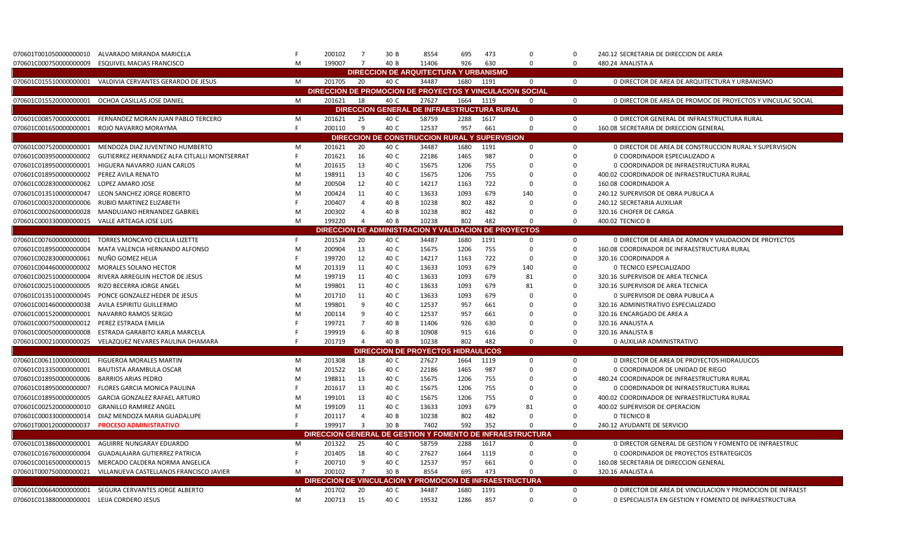| | | | | | | | | | | | |
|---|---|---|---|---|---|---|---|---|---|---|---|
| 070601T001050000000010 | ALVARADO MIRANDA MARICELA | F | 200102 | 7 | 30 B | 8554 | 695 | 473 | 0 | 0 | 240.12 SECRETARIA DE DIRECCION DE AREA |
| 070601C000750000000009 | ESQUIVEL MACIAS FRANCISCO | M | 199007 | 7 | 40 B | 11406 | 926 | 630 | 0 | 0 | 480.24 ANALISTA A |
| **DIRECCION DE ARQUITECTURA Y URBANISMO** | | | | | | | | | | | |
| 070601C015510000000001 | VALDIVIA CERVANTES GERARDO DE JESUS | M | 201705 | 20 | 40 C | 34487 | 1680 | 1191 | 0 | 0 | 0 DIRECTOR DE AREA DE ARQUITECTURA Y URBANISMO |
| **DIRECCION DE PROMOCION DE PROYECTOS Y VINCULACION SOCIAL** | | | | | | | | | | | |
| 070601C015520000000001 | OCHOA CASILLAS JOSE DANIEL | M | 201621 | 18 | 40 C | 27627 | 1664 | 1119 | 0 | 0 | 0 DIRECTOR DE AREA DE PROMOC DE PROYECTOS Y VINCULAC SOCIAL |
| **DIRECCION GENERAL DE INFRAESTRUCTURA RURAL** | | | | | | | | | | | |
| 070601C008570000000001 | FERNANDEZ MORAN JUAN PABLO TERCERO | M | 201621 | 25 | 40 C | 58759 | 2288 | 1617 | 0 | 0 | 0 DIRECTOR GENERAL DE INFRAESTRUCTURA RURAL |
| 070601C001650000000001 | ROJO NAVARRO MORAYMA | F | 200110 | 9 | 40 C | 12537 | 957 | 661 | 0 | 0 | 160.08 SECRETARIA DE DIRECCION GENERAL |
| **DIRECCION DE CONSTRUCCION RURAL Y SUPERVISION** | | | | | | | | | | | |
| 070601C007520000000001 | MENDOZA DIAZ JUVENTINO HUMBERTO | M | 201621 | 20 | 40 C | 34487 | 1680 | 1191 | 0 | 0 | 0 DIRECTOR DE AREA DE CONSTRUCCION RURAL Y SUPERVISION |
| 070601C003950000000002 | GUTIERREZ HERNANDEZ ALFA CITLALLI MONTSERRAT | F | 201621 | 16 | 40 C | 22186 | 1465 | 987 | 0 | 0 | 0 COORDINADOR ESPECIALIZADO A |
| 070601C018950000000001 | HIGUERA NAVARRO JUAN CARLOS | M | 201615 | 13 | 40 C | 15675 | 1206 | 755 | 0 | 0 | 0 COORDINADOR DE INFRAESTRUCTURA RURAL |
| 070601C018950000000002 | PEREZ AVILA RENATO | M | 198911 | 13 | 40 C | 15675 | 1206 | 755 | 0 | 0 | 400.02 COORDINADOR DE INFRAESTRUCTURA RURAL |
| 070601C002830000000062 | LOPEZ AMARO JOSE | M | 200504 | 12 | 40 C | 14217 | 1163 | 722 | 0 | 0 | 160.08 COORDINADOR A |
| 070601C013510000000047 | LEON SANCHEZ JORGE ROBERTO | M | 200424 | 11 | 40 C | 13633 | 1093 | 679 | 140 | 0 | 240.12 SUPERVISOR DE OBRA PUBLICA A |
| 070601C000320000000006 | RUBIO MARTINEZ ELIZABETH | F | 200407 | 4 | 40 B | 10238 | 802 | 482 | 0 | 0 | 240.12 SECRETARIA AUXILIAR |
| 070601C000260000000028 | MANDUJANO HERNANDEZ GABRIEL | M | 200302 | 4 | 40 B | 10238 | 802 | 482 | 0 | 0 | 320.16 CHOFER DE CARGA |
| 070601C000330000000015 | VALLE ARTEAGA JOSE LUIS | M | 199220 | 4 | 40 B | 10238 | 802 | 482 | 0 | 0 | 400.02 TECNICO B |
| **DIRECCION DE ADMINISTRACION Y VALIDACION DE PROYECTOS** | | | | | | | | | | | |
| 070601C007600000000001 | TORRES MONCAYO CECILIA LIZETTE | F | 201524 | 20 | 40 C | 34487 | 1680 | 1191 | 0 | 0 | 0 DIRECTOR DE AREA DE ADMON Y VALIDACION DE PROYECTOS |
| 070601C018950000000004 | MATA VALENCIA HERNANDO ALFONSO | M | 200904 | 13 | 40 C | 15675 | 1206 | 755 | 0 | 0 | 160.08 COORDINADOR DE INFRAESTRUCTURA RURAL |
| 070601C002830000000061 | NUÑO GOMEZ HELIA | F | 199720 | 12 | 40 C | 14217 | 1163 | 722 | 0 | 0 | 320.16 COORDINADOR A |
| 070601C004460000000002 | MORALES SOLANO HECTOR | M | 201319 | 11 | 40 C | 13633 | 1093 | 679 | 140 | 0 | 0 TECNICO ESPECIALIZADO |
| 070601C002510000000004 | RIVERA ARREGUIN HECTOR DE JESUS | M | 199719 | 11 | 40 C | 13633 | 1093 | 679 | 81 | 0 | 320.16 SUPERVISOR DE AREA TECNICA |
| 070601C002510000000005 | RIZO BECERRA JORGE ANGEL | M | 199801 | 11 | 40 C | 13633 | 1093 | 679 | 81 | 0 | 320.16 SUPERVISOR DE AREA TECNICA |
| 070601C013510000000045 | PONCE GONZALEZ HEDER DE JESUS | M | 201710 | 11 | 40 C | 13633 | 1093 | 679 | 0 | 0 | 0 SUPERVISOR DE OBRA PUBLICA A |
| 070601C001460000000038 | AVILA ESPIRITU GUILLERMO | M | 199801 | 9 | 40 C | 12537 | 957 | 661 | 0 | 0 | 320.16 ADMINISTRATIVO ESPECIALIZADO |
| 070601C001520000000001 | NAVARRO RAMOS SERGIO | M | 200114 | 9 | 40 C | 12537 | 957 | 661 | 0 | 0 | 320.16 ENCARGADO DE AREA A |
| 070601C000750000000012 | PEREZ ESTRADA EMILIA | F | 199721 | 7 | 40 B | 11406 | 926 | 630 | 0 | 0 | 320.16 ANALISTA A |
| 070601C000500000000008 | ESTRADA GARABITO KARLA MARCELA | F | 199919 | 6 | 40 B | 10908 | 915 | 616 | 0 | 0 | 320.16 ANALISTA B |
| 070601C000210000000025 | VELAZQUEZ NEVARES PAULINA DHAMARA | F | 201719 | 4 | 40 B | 10238 | 802 | 482 | 0 | 0 | 0 AUXILIAR ADMINISTRATIVO |
| **DIRECCION DE PROYECTOS HIDRAULICOS** | | | | | | | | | | | |
| 070601C006110000000001 | FIGUEROA MORALES MARTIN | M | 201308 | 18 | 40 C | 27627 | 1664 | 1119 | 0 | 0 | 0 DIRECTOR DE AREA DE PROYECTOS HIDRAULICOS |
| 070601C013350000000001 | BAUTISTA ARAMBULA OSCAR | M | 201522 | 16 | 40 C | 22186 | 1465 | 987 | 0 | 0 | 0 COORDINADOR DE UNIDAD DE RIEGO |
| 070601C018950000000006 | BARRIOS ARIAS PEDRO | M | 198811 | 13 | 40 C | 15675 | 1206 | 755 | 0 | 0 | 480.24 COORDINADOR DE INFRAESTRUCTURA RURAL |
| 070601C018950000000007 | FLORES GARCIA MONICA PAULINA | F | 201617 | 13 | 40 C | 15675 | 1206 | 755 | 0 | 0 | 0 COORDINADOR DE INFRAESTRUCTURA RURAL |
| 070601C018950000000005 | GARCIA GONZALEZ RAFAEL ARTURO | M | 199101 | 13 | 40 C | 15675 | 1206 | 755 | 0 | 0 | 400.02 COORDINADOR DE INFRAESTRUCTURA RURAL |
| 070601C002520000000010 | GRANILLO RAMIREZ ANGEL | M | 199109 | 11 | 40 C | 13633 | 1093 | 679 | 81 | 0 | 400.02 SUPERVISOR DE OPERACION |
| 070601C000330000000014 | DIAZ MENDOZA MARIA GUADALUPE | F | 201117 | 4 | 40 B | 10238 | 802 | 482 | 0 | 0 | 0 TECNICO B |
| 070601T000120000000037 | **PROCESO ADMINISTRATIVO** | F | 199917 | 3 | 30 B | 7402 | 592 | 352 | 0 | 0 | 240.12 AYUDANTE DE SERVICIO |
| **DIRECCION GENERAL DE GESTION Y FOMENTO DE INFRAESTRUCTURA** | | | | | | | | | | | |
| 070601C013860000000001 | AGUIRRE NUNGARAY EDUARDO | M | 201322 | 25 | 40 C | 58759 | 2288 | 1617 | 0 | 0 | 0 DIRECTOR GENERAL DE GESTION Y FOMENTO DE INFRAESTRUC |
| 070601C016760000000004 | GUADALAJARA GUTIERREZ PATRICIA | F | 201405 | 18 | 40 C | 27627 | 1664 | 1119 | 0 | 0 | 0 COORDINADOR DE PROYECTOS ESTRATEGICOS |
| 070601C001650000000015 | MERCADO CALDERA NORMA ANGELICA | F | 200710 | 9 | 40 C | 12537 | 957 | 661 | 0 | 0 | 160.08 SECRETARIA DE DIRECCION GENERAL |
| 070601T000750000000021 | VILLANUEVA CASTELLANOS FRANCISCO JAVIER | M | 200102 | 7 | 30 B | 8554 | 695 | 473 | 0 | 0 | 320.16 ANALISTA A |
| **DIRECCION DE VINCULACION Y PROMOCION DE INFRAESTRUCTURA** | | | | | | | | | | | |
| 070601C006640000000001 | SEGURA CERVANTES JORGE ALBERTO | M | 201702 | 20 | 40 C | 34487 | 1680 | 1191 | 0 | 0 | 0 DIRECTOR DE AREA DE VINCULACION Y PROMOCION DE INFRAEST |
| 070601C013880000000001 | LEIJA CORDERO JESUS | M | 200713 | 15 | 40 C | 19532 | 1286 | 857 | 0 | 0 | 0 ESPECIALISTA EN GESTION Y FOMENTO DE INFRAESTRUCTURA |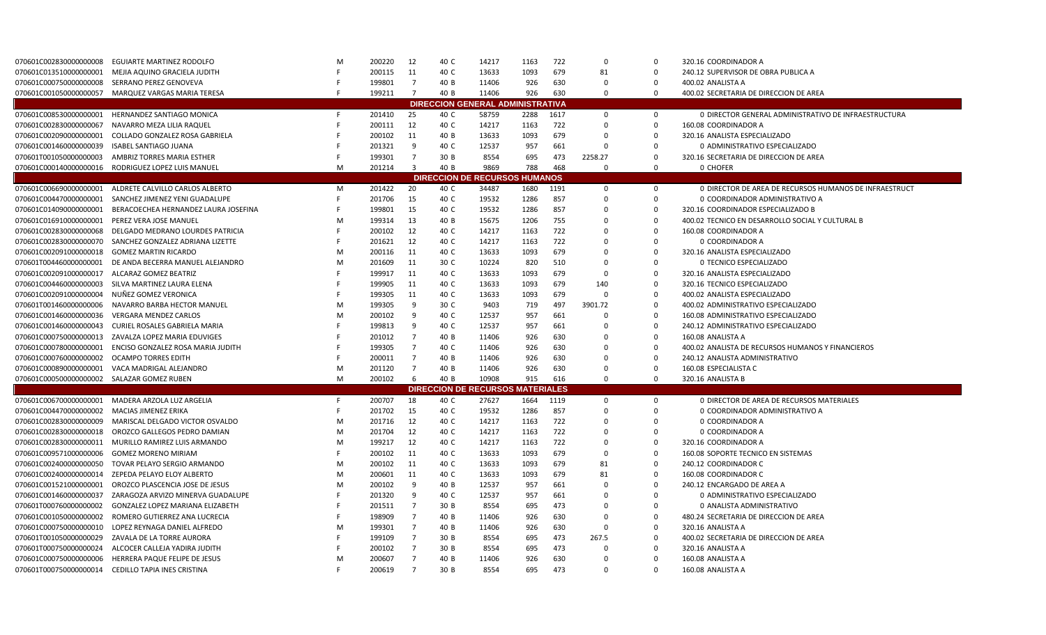| | | | | | | | | | | | | |
|---|---|---|---|---|---|---|---|---|---|---|---|---|
| 070601C002830000000008 | EGUIARTE MARTINEZ RODOLFO | M | 200220 | 12 | 40 C | 14217 | 1163 | 722 | 0 | 0 | 320.16 | COORDINADOR A |
| 070601C013510000000001 | MEJIA AQUINO GRACIELA JUDITH | F | 200115 | 11 | 40 C | 13633 | 1093 | 679 | 81 | 0 | 240.12 | SUPERVISOR DE OBRA PUBLICA A |
| 070601C000750000000008 | SERRANO PEREZ GENOVEVA | F | 199801 | 7 | 40 B | 11406 | 926 | 630 | 0 | 0 | 400.02 | ANALISTA A |
| 070601C001050000000057 | MARQUEZ VARGAS MARIA TERESA | F | 199211 | 7 | 40 B | 11406 | 926 | 630 | 0 | 0 | 400.02 | SECRETARIA DE DIRECCION DE AREA |
| **DIRECCION GENERAL ADMINISTRATIVA** | | | | | | | | | | | | |
| 070601C008530000000001 | HERNANDEZ SANTIAGO MONICA | F | 201410 | 25 | 40 C | 58759 | 2288 | 1617 | 0 | 0 | 0 | DIRECTOR GENERAL ADMINISTRATIVO DE INFRAESTRUCTURA |
| 070601C002830000000067 | NAVARRO MEZA LILIA RAQUEL | F | 200111 | 12 | 40 C | 14217 | 1163 | 722 | 0 | 0 | 160.08 | COORDINADOR A |
| 070601C002090000000001 | COLLADO GONZALEZ ROSA GABRIELA | F | 200102 | 11 | 40 B | 13633 | 1093 | 679 | 0 | 0 | 320.16 | ANALISTA ESPECIALIZADO |
| 070601C001460000000039 | ISABEL SANTIAGO JUANA | F | 201321 | 9 | 40 C | 12537 | 957 | 661 | 0 | 0 | 0 | ADMINISTRATIVO ESPECIALIZADO |
| 070601T001050000000003 | AMBRIZ TORRES MARIA ESTHER | F | 199301 | 7 | 30 B | 8554 | 695 | 473 | 2258.27 | 0 | 320.16 | SECRETARIA DE DIRECCION DE AREA |
| 070601C000140000000016 | RODRIGUEZ LOPEZ LUIS MANUEL | M | 201214 | 3 | 40 B | 9869 | 788 | 468 | 0 | 0 | 0 | CHOFER |
| **DIRECCION DE RECURSOS HUMANOS** | | | | | | | | | | | | |
| 070601C006690000000001 | ALDRETE CALVILLO CARLOS ALBERTO | M | 201422 | 20 | 40 C | 34487 | 1680 | 1191 | 0 | 0 | 0 | DIRECTOR DE AREA DE RECURSOS HUMANOS DE INFRAESTRUCT |
| 070601C004470000000001 | SANCHEZ JIMENEZ YENI GUADALUPE | F | 201706 | 15 | 40 C | 19532 | 1286 | 857 | 0 | 0 | 0 | COORDINADOR ADMINISTRATIVO A |
| 070601C014090000000001 | BERACOECHEA HERNANDEZ LAURA JOSEFINA | F | 199801 | 15 | 40 C | 19532 | 1286 | 857 | 0 | 0 | 320.16 | COORDINADOR ESPECIALIZADO B |
| 070601C016910000000001 | PEREZ VERA JOSE MANUEL | M | 199314 | 13 | 40 B | 15675 | 1206 | 755 | 0 | 0 | 400.02 | TECNICO EN DESARROLLO SOCIAL Y CULTURAL B |
| 070601C002830000000068 | DELGADO MEDRANO LOURDES PATRICIA | F | 200102 | 12 | 40 C | 14217 | 1163 | 722 | 0 | 0 | 160.08 | COORDINADOR A |
| 070601C002830000000070 | SANCHEZ GONZALEZ ADRIANA LIZETTE | F | 201621 | 12 | 40 C | 14217 | 1163 | 722 | 0 | 0 | 0 | COORDINADOR A |
| 070601C002091000000018 | GOMEZ MARTIN RICARDO | M | 200116 | 11 | 40 C | 13633 | 1093 | 679 | 0 | 0 | 320.16 | ANALISTA ESPECIALIZADO |
| 070601T004460000000001 | DE ANDA BECERRA MANUEL ALEJANDRO | M | 201609 | 11 | 30 C | 10224 | 820 | 510 | 0 | 0 | 0 | TECNICO ESPECIALIZADO |
| 070601C002091000000017 | ALCARAZ GOMEZ BEATRIZ | F | 199917 | 11 | 40 C | 13633 | 1093 | 679 | 0 | 0 | 320.16 | ANALISTA ESPECIALIZADO |
| 070601C004460000000003 | SILVA MARTINEZ LAURA ELENA | F | 199905 | 11 | 40 C | 13633 | 1093 | 679 | 140 | 0 | 320.16 | TECNICO ESPECIALIZADO |
| 070601C002091000000004 | NUÑEZ GOMEZ VERONICA | F | 199305 | 11 | 40 C | 13633 | 1093 | 679 | 0 | 0 | 400.02 | ANALISTA ESPECIALIZADO |
| 070601T001460000000006 | NAVARRO BARBA HECTOR MANUEL | M | 199305 | 9 | 30 C | 9403 | 719 | 497 | 3901.72 | 0 | 400.02 | ADMINISTRATIVO ESPECIALIZADO |
| 070601C001460000000036 | VERGARA MENDEZ CARLOS | M | 200102 | 9 | 40 C | 12537 | 957 | 661 | 0 | 0 | 160.08 | ADMINISTRATIVO ESPECIALIZADO |
| 070601C001460000000043 | CURIEL ROSALES GABRIELA MARIA | F | 199813 | 9 | 40 C | 12537 | 957 | 661 | 0 | 0 | 240.12 | ADMINISTRATIVO ESPECIALIZADO |
| 070601C000750000000013 | ZAVALZA LOPEZ MARIA EDUVIGES | F | 201012 | 7 | 40 B | 11406 | 926 | 630 | 0 | 0 | 160.08 | ANALISTA A |
| 070601C000780000000001 | ENCISO GONZALEZ ROSA MARIA JUDITH | F | 199305 | 7 | 40 C | 11406 | 926 | 630 | 0 | 0 | 400.02 | ANALISTA DE RECURSOS HUMANOS Y FINANCIEROS |
| 070601C000760000000002 | OCAMPO TORRES EDITH | F | 200011 | 7 | 40 B | 11406 | 926 | 630 | 0 | 0 | 240.12 | ANALISTA ADMINISTRATIVO |
| 070601C000890000000001 | VACA MADRIGAL ALEJANDRO | M | 201120 | 7 | 40 B | 11406 | 926 | 630 | 0 | 0 | 160.08 | ESPECIALISTA C |
| 070601C000500000000002 | SALAZAR GOMEZ RUBEN | M | 200102 | 6 | 40 B | 10908 | 915 | 616 | 0 | 0 | 320.16 | ANALISTA B |
| **DIRECCION DE RECURSOS MATERIALES** | | | | | | | | | | | | |
| 070601C006700000000001 | MADERA ARZOLA LUZ ARGELIA | F | 200707 | 18 | 40 C | 27627 | 1664 | 1119 | 0 | 0 | 0 | DIRECTOR DE AREA DE RECURSOS MATERIALES |
| 070601C004470000000002 | MACIAS JIMENEZ ERIKA | F | 201702 | 15 | 40 C | 19532 | 1286 | 857 | 0 | 0 | 0 | COORDINADOR ADMINISTRATIVO A |
| 070601C002830000000009 | MARISCAL DELGADO VICTOR OSVALDO | M | 201716 | 12 | 40 C | 14217 | 1163 | 722 | 0 | 0 | 0 | COORDINADOR A |
| 070601C002830000000018 | OROZCO GALLEGOS PEDRO DAMIAN | M | 201704 | 12 | 40 C | 14217 | 1163 | 722 | 0 | 0 | 0 | COORDINADOR A |
| 070601C002830000000011 | MURILLO RAMIREZ LUIS ARMANDO | M | 199217 | 12 | 40 C | 14217 | 1163 | 722 | 0 | 0 | 320.16 | COORDINADOR A |
| 070601C009571000000006 | GOMEZ MORENO MIRIAM | F | 200102 | 11 | 40 C | 13633 | 1093 | 679 | 0 | 0 | 160.08 | SOPORTE TECNICO EN SISTEMAS |
| 070601C002400000000050 | TOVAR PELAYO SERGIO ARMANDO | M | 200102 | 11 | 40 C | 13633 | 1093 | 679 | 81 | 0 | 240.12 | COORDINADOR C |
| 070601C002400000000014 | ZEPEDA PELAYO ELOY ALBERTO | M | 200601 | 11 | 40 C | 13633 | 1093 | 679 | 81 | 0 | 160.08 | COORDINADOR C |
| 070601C001521000000001 | OROZCO PLASCENCIA JOSE DE JESUS | M | 200102 | 9 | 40 B | 12537 | 957 | 661 | 0 | 0 | 240.12 | ENCARGADO DE AREA A |
| 070601C001460000000037 | ZARAGOZA ARVIZO MINERVA GUADALUPE | F | 201320 | 9 | 40 C | 12537 | 957 | 661 | 0 | 0 | 0 | ADMINISTRATIVO ESPECIALIZADO |
| 070601T000760000000002 | GONZALEZ LOPEZ MARIANA ELIZABETH | F | 201511 | 7 | 30 B | 8554 | 695 | 473 | 0 | 0 | 0 | ANALISTA ADMINISTRATIVO |
| 070601C001050000000002 | ROMERO GUTIERREZ ANA LUCRECIA | F | 198909 | 7 | 40 B | 11406 | 926 | 630 | 0 | 0 | 480.24 | SECRETARIA DE DIRECCION DE AREA |
| 070601C000750000000010 | LOPEZ REYNAGA DANIEL ALFREDO | M | 199301 | 7 | 40 B | 11406 | 926 | 630 | 0 | 0 | 320.16 | ANALISTA A |
| 070601T001050000000029 | ZAVALA DE LA TORRE AURORA | F | 199109 | 7 | 30 B | 8554 | 695 | 473 | 267.5 | 0 | 400.02 | SECRETARIA DE DIRECCION DE AREA |
| 070601T000750000000024 | ALCOCER CALLEJA YADIRA JUDITH | F | 200102 | 7 | 30 B | 8554 | 695 | 473 | 0 | 0 | 320.16 | ANALISTA A |
| 070601C000750000000006 | HERRERA PAQUE FELIPE DE JESUS | M | 200607 | 7 | 40 B | 11406 | 926 | 630 | 0 | 0 | 160.08 | ANALISTA A |
| 070601T000750000000014 | CEDILLO TAPIA INES CRISTINA | F | 200619 | 7 | 30 B | 8554 | 695 | 473 | 0 | 0 | 160.08 | ANALISTA A |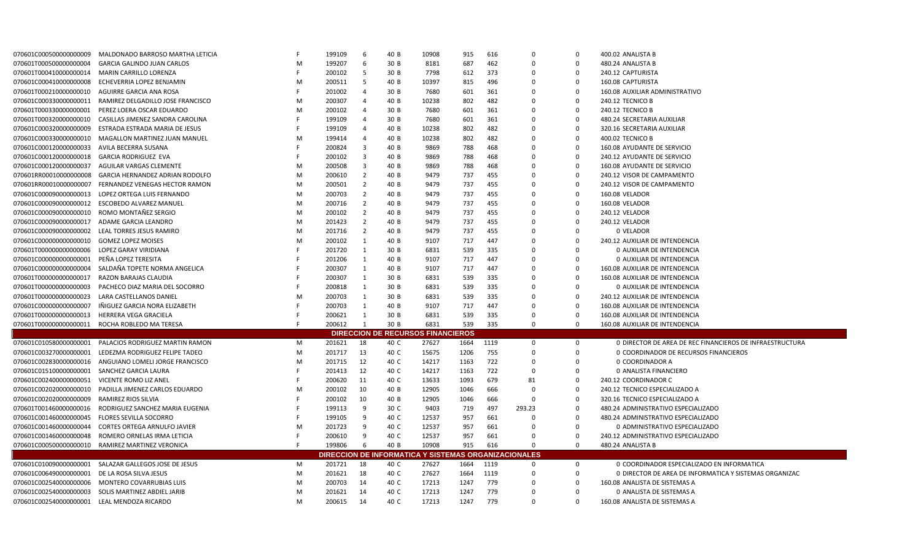| | | | | | | | | | | | |
|---|---|---|---|---|---|---|---|---|---|---|---|
| 070601C000500000000009 | MALDONADO BARROSO MARTHA LETICIA | F | 199109 | 6 | 40 B | 10908 | 915 | 616 | 0 | 0 | 400.02 ANALISTA B |
| 070601T000500000000004 | GARCIA GALINDO JUAN CARLOS | M | 199207 | 6 | 30 B | 8181 | 687 | 462 | 0 | 0 | 480.24 ANALISTA B |
| 070601T000410000000014 | MARIN CARRILLO LORENZA | F | 200102 | 5 | 30 B | 7798 | 612 | 373 | 0 | 0 | 240.12 CAPTURISTA |
| 070601C000410000000008 | ECHEVERRIA LOPEZ BENJAMIN | M | 200511 | 5 | 40 B | 10397 | 815 | 496 | 0 | 0 | 160.08 CAPTURISTA |
| 070601T000210000000010 | AGUIRRE GARCIA ANA ROSA | F | 201002 | 4 | 30 B | 7680 | 601 | 361 | 0 | 0 | 160.08 AUXILIAR ADMINISTRATIVO |
| 070601C000330000000011 | RAMIREZ DELGADILLO JOSE FRANCISCO | M | 200307 | 4 | 40 B | 10238 | 802 | 482 | 0 | 0 | 240.12 TECNICO B |
| 070601T000330000000001 | PEREZ LOERA OSCAR EDUARDO | M | 200102 | 4 | 30 B | 7680 | 601 | 361 | 0 | 0 | 240.12 TECNICO B |
| 070601T000320000000010 | CASILLAS JIMENEZ SANDRA CAROLINA | F | 199109 | 4 | 30 B | 7680 | 601 | 361 | 0 | 0 | 480.24 SECRETARIA AUXILIAR |
| 070601C000320000000009 | ESTRADA ESTRADA MARIA DE JESUS | F | 199109 | 4 | 40 B | 10238 | 802 | 482 | 0 | 0 | 320.16 SECRETARIA AUXILIAR |
| 070601C000330000000010 | MAGALLON MARTINEZ JUAN MANUEL | M | 199414 | 4 | 40 B | 10238 | 802 | 482 | 0 | 0 | 400.02 TECNICO B |
| 070601C000120000000033 | AVILA BECERRA SUSANA | F | 200824 | 3 | 40 B | 9869 | 788 | 468 | 0 | 0 | 160.08 AYUDANTE DE SERVICIO |
| 070601C000120000000018 | GARCIA RODRIGUEZ EVA | F | 200102 | 3 | 40 B | 9869 | 788 | 468 | 0 | 0 | 240.12 AYUDANTE DE SERVICIO |
| 070601C000120000000037 | AGUILAR VARGAS CLEMENTE | M | 200508 | 3 | 40 B | 9869 | 788 | 468 | 0 | 0 | 160.08 AYUDANTE DE SERVICIO |
| 070601RR00010000000008 | GARCIA HERNANDEZ ADRIAN RODOLFO | M | 200610 | 2 | 40 B | 9479 | 737 | 455 | 0 | 0 | 240.12 VISOR DE CAMPAMENTO |
| 070601RR00010000000007 | FERNANDEZ VENEGAS HECTOR RAMON | M | 200501 | 2 | 40 B | 9479 | 737 | 455 | 0 | 0 | 240.12 VISOR DE CAMPAMENTO |
| 070601C000090000000013 | LOPEZ ORTEGA LUIS FERNANDO | M | 200703 | 2 | 40 B | 9479 | 737 | 455 | 0 | 0 | 160.08 VELADOR |
| 070601C000090000000012 | ESCOBEDO ALVAREZ MANUEL | M | 200716 | 2 | 40 B | 9479 | 737 | 455 | 0 | 0 | 160.08 VELADOR |
| 070601C000090000000010 | ROMO MONTAÑEZ SERGIO | M | 200102 | 2 | 40 B | 9479 | 737 | 455 | 0 | 0 | 240.12 VELADOR |
| 070601C000090000000017 | ADAME GARCIA LEANDRO | M | 201423 | 2 | 40 B | 9479 | 737 | 455 | 0 | 0 | 240.12 VELADOR |
| 070601C000090000000002 | LEAL TORRES JESUS RAMIRO | M | 201716 | 2 | 40 B | 9479 | 737 | 455 | 0 | 0 | 0 VELADOR |
| 070601C000000000000010 | GOMEZ LOPEZ MOISES | M | 200102 | 1 | 40 B | 9107 | 717 | 447 | 0 | 0 | 240.12 AUXILIAR DE INTENDENCIA |
| 070601T000000000000006 | LOPEZ GARAY VIRIDIANA | F | 201720 | 1 | 30 B | 6831 | 539 | 335 | 0 | 0 | 0 AUXILIAR DE INTENDENCIA |
| 070601C000000000000001 | PEÑA LOPEZ TERESITA | F | 201206 | 1 | 40 B | 9107 | 717 | 447 | 0 | 0 | 0 AUXILIAR DE INTENDENCIA |
| 070601C000000000000004 | SALDAÑA TOPETE NORMA ANGELICA | F | 200307 | 1 | 40 B | 9107 | 717 | 447 | 0 | 0 | 160.08 AUXILIAR DE INTENDENCIA |
| 070601T000000000000017 | RAZON BARAJAS CLAUDIA | F | 200307 | 1 | 30 B | 6831 | 539 | 335 | 0 | 0 | 160.08 AUXILIAR DE INTENDENCIA |
| 070601T000000000000003 | PACHECO DIAZ MARIA DEL SOCORRO | F | 200818 | 1 | 30 B | 6831 | 539 | 335 | 0 | 0 | 0 AUXILIAR DE INTENDENCIA |
| 070601T000000000000023 | LARA CASTELLANOS DANIEL | M | 200703 | 1 | 30 B | 6831 | 539 | 335 | 0 | 0 | 240.12 AUXILIAR DE INTENDENCIA |
| 070601C000000000000007 | IÑIGUEZ GARCIA NORA ELIZABETH | F | 200703 | 1 | 40 B | 9107 | 717 | 447 | 0 | 0 | 160.08 AUXILIAR DE INTENDENCIA |
| 070601T000000000000013 | HERRERA VEGA GRACIELA | F | 200621 | 1 | 30 B | 6831 | 539 | 335 | 0 | 0 | 160.08 AUXILIAR DE INTENDENCIA |
| 070601T000000000000011 | ROCHA ROBLEDO MA TERESA | F | 200612 | 1 | 30 B | 6831 | 539 | 335 | 0 | 0 | 160.08 AUXILIAR DE INTENDENCIA |
| **DIRECCION DE RECURSOS FINANCIEROS** | | | | | | | | | | | |
| 070601C010580000000001 | PALACIOS RODRIGUEZ MARTIN RAMON | M | 201621 | 18 | 40 C | 27627 | 1664 | 1119 | 0 | 0 | 0 DIRECTOR DE AREA DE REC FINANCIEROS DE INFRAESTRUCTURA |
| 070601C003270000000001 | LEDEZMA RODRIGUEZ FELIPE TADEO | M | 201717 | 13 | 40 C | 15675 | 1206 | 755 | 0 | 0 | 0 COORDINADOR DE RECURSOS FINANCIEROS |
| 070601C002830000000016 | ANGUIANO LOMELI JORGE FRANCISCO | M | 201715 | 12 | 40 C | 14217 | 1163 | 722 | 0 | 0 | 0 COORDINADOR A |
| 070601C015100000000001 | SANCHEZ GARCIA LAURA | F | 201413 | 12 | 40 C | 14217 | 1163 | 722 | 0 | 0 | 0 ANALISTA FINANCIERO |
| 070601C002400000000051 | VICENTE ROMO LIZ ANEL | F | 200620 | 11 | 40 C | 13633 | 1093 | 679 | 81 | 0 | 240.12 COORDINADOR C |
| 070601C002020000000010 | PADILLA JIMENEZ CARLOS EDUARDO | M | 200102 | 10 | 40 B | 12905 | 1046 | 666 | 0 | 0 | 240.12 TECNICO ESPECIALIZADO A |
| 070601C002020000000009 | RAMIREZ RIOS SILVIA | F | 200102 | 10 | 40 B | 12905 | 1046 | 666 | 0 | 0 | 320.16 TECNICO ESPECIALIZADO A |
| 070601T001460000000016 | RODRIGUEZ SANCHEZ MARIA EUGENIA | F | 199113 | 9 | 30 C | 9403 | 719 | 497 | 293.23 | 0 | 480.24 ADMINISTRATIVO ESPECIALIZADO |
| 070601C001460000000045 | FLORES SEVILLA SOCORRO | F | 199105 | 9 | 40 C | 12537 | 957 | 661 | 0 | 0 | 480.24 ADMINISTRATIVO ESPECIALIZADO |
| 070601C001460000000044 | CORTES ORTEGA ARNULFO JAVIER | M | 201723 | 9 | 40 C | 12537 | 957 | 661 | 0 | 0 | 0 ADMINISTRATIVO ESPECIALIZADO |
| 070601C001460000000048 | ROMERO ORNELAS IRMA LETICIA | F | 200610 | 9 | 40 C | 12537 | 957 | 661 | 0 | 0 | 240.12 ADMINISTRATIVO ESPECIALIZADO |
| 070601C000500000000010 | RAMIREZ MARTINEZ VERONICA | F | 199806 | 6 | 40 B | 10908 | 915 | 616 | 0 | 0 | 480.24 ANALISTA B |
| **DIRECCION DE INFORMATICA Y SISTEMAS ORGANIZACIONALES** | | | | | | | | | | | |
| 070601C010090000000001 | SALAZAR GALLEGOS JOSE DE JESUS | M | 201721 | 18 | 40 C | 27627 | 1664 | 1119 | 0 | 0 | 0 COORDINADOR ESPECIALIZADO EN INFORMATICA |
| 070601C006490000000001 | DE LA ROSA SILVA JESUS | M | 201621 | 18 | 40 C | 27627 | 1664 | 1119 | 0 | 0 | 0 DIRECTOR DE AREA DE INFORMATICA Y SISTEMAS ORGANIZAC |
| 070601C002540000000006 | MONTERO COVARRUBIAS LUIS | M | 200703 | 14 | 40 C | 17213 | 1247 | 779 | 0 | 0 | 160.08 ANALISTA DE SISTEMAS A |
| 070601C002540000000003 | SOLIS MARTINEZ ABDIEL JARIB | M | 201621 | 14 | 40 C | 17213 | 1247 | 779 | 0 | 0 | 0 ANALISTA DE SISTEMAS A |
| 070601C002540000000001 | LEAL MENDOZA RICARDO | M | 200615 | 14 | 40 C | 17213 | 1247 | 779 | 0 | 0 | 160.08 ANALISTA DE SISTEMAS A |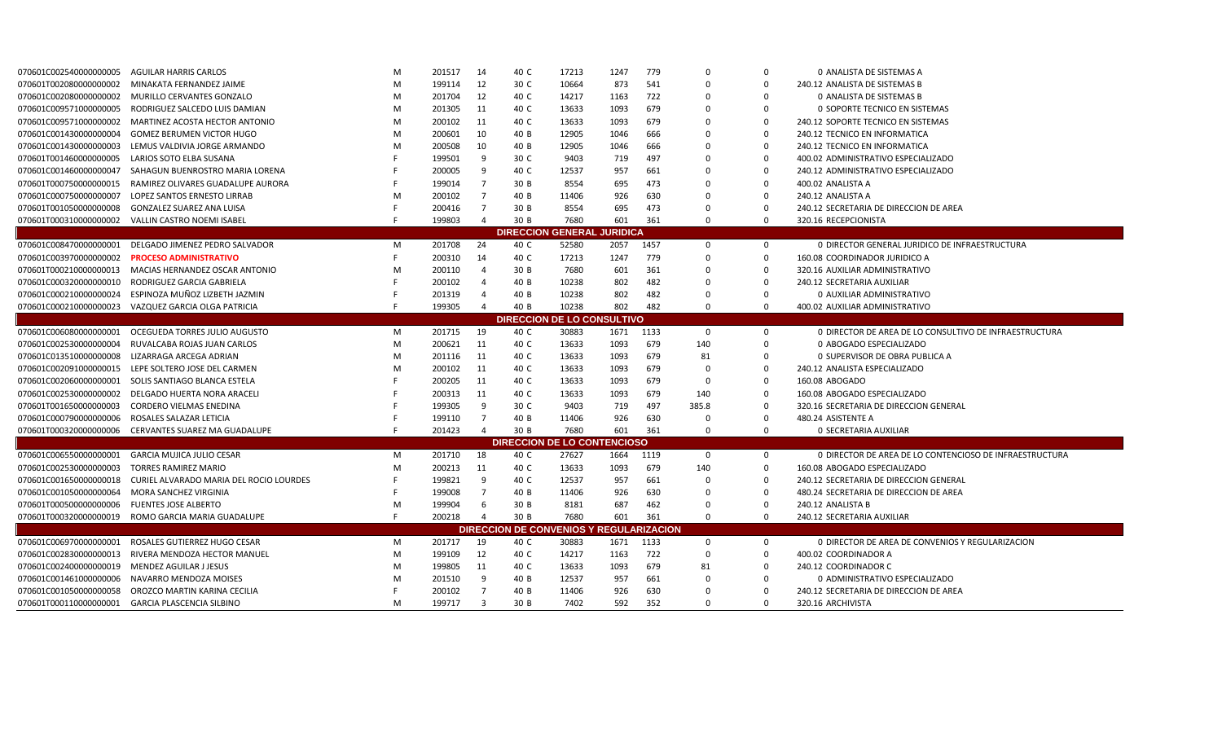| | | | | | | | | | | | | |
|---|---|---|---|---|---|---|---|---|---|---|---|---|
| 070601C002540000000005 | AGUILAR HARRIS CARLOS | M | 201517 | 14 | 40 C | 17213 | 1247 | 779 | 0 | 0 | 0 | ANALISTA DE SISTEMAS A |
| 070601T002080000000002 | MINAKATA FERNANDEZ JAIME | M | 199114 | 12 | 30 C | 10664 | 873 | 541 | 0 | 0 | 240.12 | ANALISTA DE SISTEMAS B |
| 070601C002080000000002 | MURILLO CERVANTES GONZALO | M | 201704 | 12 | 40 C | 14217 | 1163 | 722 | 0 | 0 | 0 | ANALISTA DE SISTEMAS B |
| 070601C009571000000005 | RODRIGUEZ SALCEDO LUIS DAMIAN | M | 201305 | 11 | 40 C | 13633 | 1093 | 679 | 0 | 0 | 0 | SOPORTE TECNICO EN SISTEMAS |
| 070601C009571000000002 | MARTINEZ ACOSTA HECTOR ANTONIO | M | 200102 | 11 | 40 C | 13633 | 1093 | 679 | 0 | 0 | 240.12 | SOPORTE TECNICO EN SISTEMAS |
| 070601C001430000000004 | GOMEZ BERUMEN VICTOR HUGO | M | 200601 | 10 | 40 B | 12905 | 1046 | 666 | 0 | 0 | 240.12 | TECNICO EN INFORMATICA |
| 070601C001430000000003 | LEMUS VALDIVIA JORGE ARMANDO | M | 200508 | 10 | 40 B | 12905 | 1046 | 666 | 0 | 0 | 240.12 | TECNICO EN INFORMATICA |
| 070601T001460000000005 | LARIOS SOTO ELBA SUSANA | F | 199501 | 9 | 30 C | 9403 | 719 | 497 | 0 | 0 | 400.02 | ADMINISTRATIVO ESPECIALIZADO |
| 070601C001460000000047 | SAHAGUN BUENROSTRO MARIA LORENA | F | 200005 | 9 | 40 C | 12537 | 957 | 661 | 0 | 0 | 240.12 | ADMINISTRATIVO ESPECIALIZADO |
| 070601T000750000000015 | RAMIREZ OLIVARES GUADALUPE AURORA | F | 199014 | 7 | 30 B | 8554 | 695 | 473 | 0 | 0 | 400.02 | ANALISTA A |
| 070601C000750000000007 | LOPEZ SANTOS ERNESTO LIRRAB | M | 200102 | 7 | 40 B | 11406 | 926 | 630 | 0 | 0 | 240.12 | ANALISTA A |
| 070601T001050000000008 | GONZALEZ SUAREZ ANA LUISA | F | 200416 | 7 | 30 B | 8554 | 695 | 473 | 0 | 0 | 240.12 | SECRETARIA DE DIRECCION DE AREA |
| 070601T000310000000002 | VALLIN CASTRO NOEMI ISABEL | F | 199803 | 4 | 30 B | 7680 | 601 | 361 | 0 | 0 | 320.16 | RECEPCIONISTA |
| **DIRECCION GENERAL JURIDICA** | | | | | | | | | | | | |
| 070601C008470000000001 | DELGADO JIMENEZ PEDRO SALVADOR | M | 201708 | 24 | 40 C | 52580 | 2057 | 1457 | 0 | 0 | 0 | DIRECTOR GENERAL JURIDICO DE INFRAESTRUCTURA |
| 070601C003970000000002 | **PROCESO ADMINISTRATIVO** | F | 200310 | 14 | 40 C | 17213 | 1247 | 779 | 0 | 0 | 160.08 | COORDINADOR JURIDICO A |
| 070601T000210000000013 | MACIAS HERNANDEZ OSCAR ANTONIO | M | 200110 | 4 | 30 B | 7680 | 601 | 361 | 0 | 0 | 320.16 | AUXILIAR ADMINISTRATIVO |
| 070601C000320000000010 | RODRIGUEZ GARCIA GABRIELA | F | 200102 | 4 | 40 B | 10238 | 802 | 482 | 0 | 0 | 240.12 | SECRETARIA AUXILIAR |
| 070601C000210000000024 | ESPINOZA MUÑOZ LIZBETH JAZMIN | F | 201319 | 4 | 40 B | 10238 | 802 | 482 | 0 | 0 | 0 | AUXILIAR ADMINISTRATIVO |
| 070601C000210000000023 | VAZQUEZ GARCIA OLGA PATRICIA | F | 199305 | 4 | 40 B | 10238 | 802 | 482 | 0 | 0 | 400.02 | AUXILIAR ADMINISTRATIVO |
| **DIRECCION DE LO CONSULTIVO** | | | | | | | | | | | | |
| 070601C006080000000001 | OCEGUEDA TORRES JULIO AUGUSTO | M | 201715 | 19 | 40 C | 30883 | 1671 | 1133 | 0 | 0 | 0 | DIRECTOR DE AREA DE LO CONSULTIVO DE INFRAESTRUCTURA |
| 070601C002530000000004 | RUVALCABA ROJAS JUAN CARLOS | M | 200621 | 11 | 40 C | 13633 | 1093 | 679 | 140 | 0 | 0 | ABOGADO ESPECIALIZADO |
| 070601C013510000000008 | LIZARRAGA ARCEGA ADRIAN | M | 201116 | 11 | 40 C | 13633 | 1093 | 679 | 81 | 0 | 0 | SUPERVISOR DE OBRA PUBLICA A |
| 070601C002091000000015 | LEPE SOLTERO JOSE DEL CARMEN | M | 200102 | 11 | 40 C | 13633 | 1093 | 679 | 0 | 0 | 240.12 | ANALISTA ESPECIALIZADO |
| 070601C002060000000001 | SOLIS SANTIAGO BLANCA ESTELA | F | 200205 | 11 | 40 C | 13633 | 1093 | 679 | 0 | 0 | 160.08 | ABOGADO |
| 070601C002530000000002 | DELGADO HUERTA NORA ARACELI | F | 200313 | 11 | 40 C | 13633 | 1093 | 679 | 140 | 0 | 160.08 | ABOGADO ESPECIALIZADO |
| 070601T001650000000003 | CORDERO VIELMAS ENEDINA | F | 199305 | 9 | 30 C | 9403 | 719 | 497 | 385.8 | 0 | 320.16 | SECRETARIA DE DIRECCION GENERAL |
| 070601C000790000000006 | ROSALES SALAZAR LETICIA | F | 199110 | 7 | 40 B | 11406 | 926 | 630 | 0 | 0 | 480.24 | ASISTENTE A |
| 070601T000320000000006 | CERVANTES SUAREZ MA GUADALUPE | F | 201423 | 4 | 30 B | 7680 | 601 | 361 | 0 | 0 | 0 | SECRETARIA AUXILIAR |
| **DIRECCION DE LO CONTENCIOSO** | | | | | | | | | | | | |
| 070601C006550000000001 | GARCIA MUJICA JULIO CESAR | M | 201710 | 18 | 40 C | 27627 | 1664 | 1119 | 0 | 0 | 0 | DIRECTOR DE AREA DE LO CONTENCIOSO DE INFRAESTRUCTURA |
| 070601C002530000000003 | TORRES RAMIREZ MARIO | M | 200213 | 11 | 40 C | 13633 | 1093 | 679 | 140 | 0 | 160.08 | ABOGADO ESPECIALIZADO |
| 070601C001650000000018 | CURIEL ALVARADO MARIA DEL ROCIO LOURDES | F | 199821 | 9 | 40 C | 12537 | 957 | 661 | 0 | 0 | 240.12 | SECRETARIA DE DIRECCION GENERAL |
| 070601C001050000000064 | MORA SANCHEZ VIRGINIA | F | 199008 | 7 | 40 B | 11406 | 926 | 630 | 0 | 0 | 480.24 | SECRETARIA DE DIRECCION DE AREA |
| 070601T000500000000006 | FUENTES JOSE ALBERTO | M | 199904 | 6 | 30 B | 8181 | 687 | 462 | 0 | 0 | 240.12 | ANALISTA B |
| 070601T000320000000019 | ROMO GARCIA MARIA GUADALUPE | F | 200218 | 4 | 30 B | 7680 | 601 | 361 | 0 | 0 | 240.12 | SECRETARIA AUXILIAR |
| **DIRECCION DE CONVENIOS Y REGULARIZACION** | | | | | | | | | | | | |
| 070601C006970000000001 | ROSALES GUTIERREZ HUGO CESAR | M | 201717 | 19 | 40 C | 30883 | 1671 | 1133 | 0 | 0 | 0 | DIRECTOR DE AREA DE CONVENIOS Y REGULARIZACION |
| 070601C002830000000013 | RIVERA MENDOZA HECTOR MANUEL | M | 199109 | 12 | 40 C | 14217 | 1163 | 722 | 0 | 0 | 400.02 | COORDINADOR A |
| 070601C002400000000019 | MENDEZ AGUILAR J JESUS | M | 199805 | 11 | 40 C | 13633 | 1093 | 679 | 81 | 0 | 240.12 | COORDINADOR C |
| 070601C001461000000006 | NAVARRO MENDOZA MOISES | M | 201510 | 9 | 40 B | 12537 | 957 | 661 | 0 | 0 | 0 | ADMINISTRATIVO ESPECIALIZADO |
| 070601C001050000000058 | OROZCO MARTIN KARINA CECILIA | F | 200102 | 7 | 40 B | 11406 | 926 | 630 | 0 | 0 | 240.12 | SECRETARIA DE DIRECCION DE AREA |
| 070601T000110000000001 | GARCIA PLASCENCIA SILBINO | M | 199717 | 3 | 30 B | 7402 | 592 | 352 | 0 | 0 | 320.16 | ARCHIVISTA |